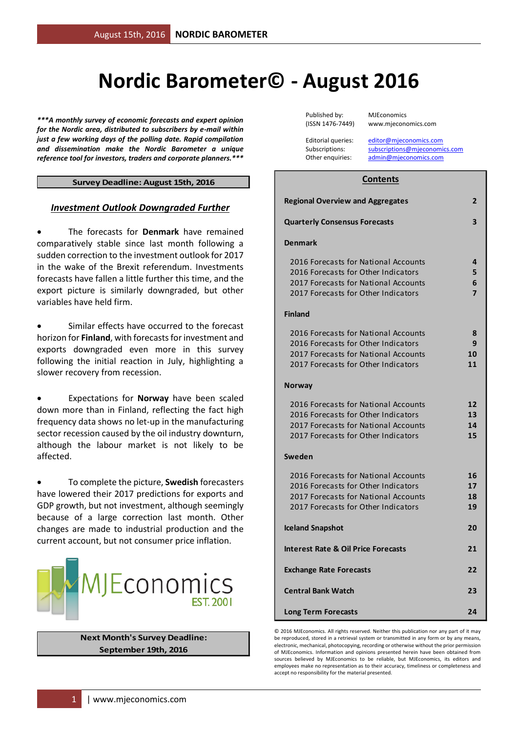# Nordic Barometer© - August 2016

***\*\*\*A monthly survey of economic forecasts and expert opinion for the Nordic area, distributed to subscribers by e-mail within just a few working days of the polling date. Rapid compilation and dissemination make the Nordic Barometer a unique reference tool for investors, traders and corporate planners.\*\*\****

| | |
|---|---|
| Published by: (ISSN 1476-7449) | MJEconomics www.mjeconomics.com |
| Editorial queries: | editor@mjeconomics.com |
| Subscriptions: | subscriptions@mjeconomics.com |
| Other enquiries: | admin@mjeconomics.com |

**Survey Deadline: August 15th, 2016**

## *Investment Outlook Downgraded Further*

- The forecasts for **Denmark** have remained comparatively stable since last month following a sudden correction to the investment outlook for 2017 in the wake of the Brexit referendum. Investments forecasts have fallen a little further this time, and the export picture is similarly downgraded, but other variables have held firm.

- Similar effects have occurred to the forecast horizon for **Finland**, with forecasts for investment and exports downgraded even more in this survey following the initial reaction in July, highlighting a slower recovery from recession.

- Expectations for **Norway** have been scaled down more than in Finland, reflecting the fact high frequency data shows no let-up in the manufacturing sector recession caused by the oil industry downturn, although the labour market is not likely to be affected.

- To complete the picture, **Swedish** forecasters have lowered their 2017 predictions for exports and GDP growth, but not investment, although seemingly because of a large correction last month. Other changes are made to industrial production and the current account, but not consumer price inflation.

MJEconomics EST. 2001

**Next Month's Survey Deadline: September 19th, 2016**

## Contents

| | |
|---|---|
| **Regional Overview and Aggregates** | **2** |
| **Quarterly Consensus Forecasts** | **3** |
| **Denmark** | |
| 2016 Forecasts for National Accounts | **4** |
| 2016 Forecasts for Other Indicators | **5** |
| 2017 Forecasts for National Accounts | **6** |
| 2017 Forecasts for Other Indicators | **7** |
| **Finland** | |
| 2016 Forecasts for National Accounts | **8** |
| 2016 Forecasts for Other Indicators | **9** |
| 2017 Forecasts for National Accounts | **10** |
| 2017 Forecasts for Other Indicators | **11** |
| **Norway** | |
| 2016 Forecasts for National Accounts | **12** |
| 2016 Forecasts for Other Indicators | **13** |
| 2017 Forecasts for National Accounts | **14** |
| 2017 Forecasts for Other Indicators | **15** |
| **Sweden** | |
| 2016 Forecasts for National Accounts | **16** |
| 2016 Forecasts for Other Indicators | **17** |
| 2017 Forecasts for National Accounts | **18** |
| 2017 Forecasts for Other Indicators | **19** |
| **Iceland Snapshot** | **20** |
| **Interest Rate & Oil Price Forecasts** | **21** |
| **Exchange Rate Forecasts** | **22** |
| **Central Bank Watch** | **23** |
| **Long Term Forecasts** | **24** |

© 2016 MJEconomics. All rights reserved. Neither this publication nor any part of it may be reproduced, stored in a retrieval system or transmitted in any form or by any means, electronic, mechanical, photocopying, recording or otherwise without the prior permission of MJEconomics. Information and opinions presented herein have been obtained from sources believed by MJEconomics to be reliable, but MJEconomics, its editors and employees make no representation as to their accuracy, timeliness or completeness and accept no responsibility for the material presented.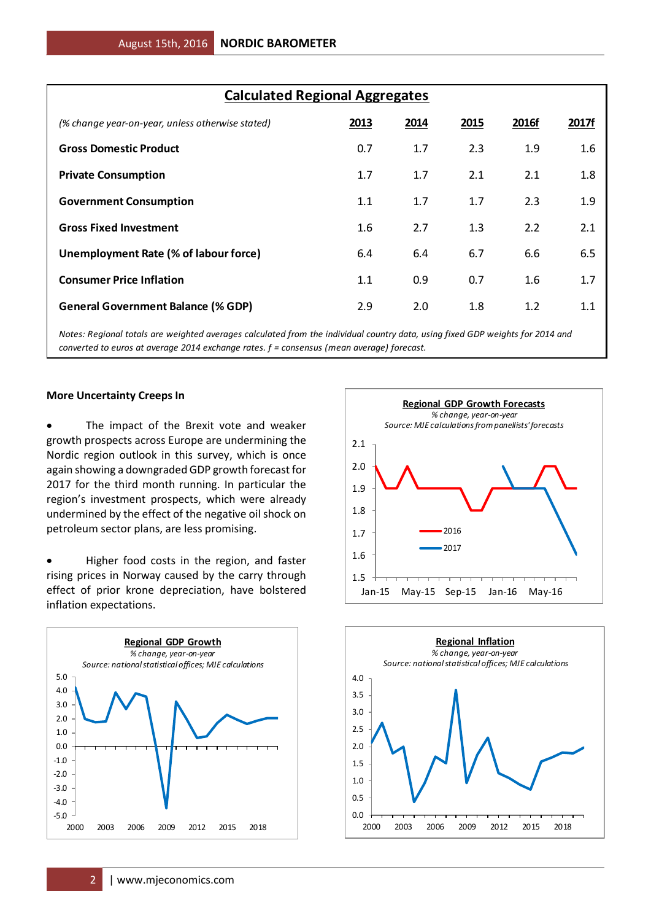## Calculated Regional Aggregates

| *(% change year-on-year, unless otherwise stated)* | 2013 | 2014 | 2015 | 2016f | 2017f |
|---|---|---|---|---|---|
| **Gross Domestic Product** | 0.7 | 1.7 | 2.3 | 1.9 | 1.6 |
| **Private Consumption** | 1.7 | 1.7 | 2.1 | 2.1 | 1.8 |
| **Government Consumption** | 1.1 | 1.7 | 1.7 | 2.3 | 1.9 |
| **Gross Fixed Investment** | 1.6 | 2.7 | 1.3 | 2.2 | 2.1 |
| **Unemployment Rate (% of labour force)** | 6.4 | 6.4 | 6.7 | 6.6 | 6.5 |
| **Consumer Price Inflation** | 1.1 | 0.9 | 0.7 | 1.6 | 1.7 |
| **General Government Balance (% GDP)** | 2.9 | 2.0 | 1.8 | 1.2 | 1.1 |

*Notes: Regional totals are weighted averages calculated from the individual country data, using fixed GDP weights for 2014 and converted to euros at average 2014 exchange rates. f = consensus (mean average) forecast.*

### More Uncertainty Creeps In

- The impact of the Brexit vote and weaker growth prospects across Europe are undermining the Nordic region outlook in this survey, which is once again showing a downgraded GDP growth forecast for 2017 for the third month running. In particular the region's investment prospects, which were already undermined by the effect of the negative oil shock on petroleum sector plans, are less promising.

- Higher food costs in the region, and faster rising prices in Norway caused by the carry through effect of prior krone depreciation, have bolstered inflation expectations.

**Regional GDP Growth Forecasts**
*% change, year-on-year*
*Source: MJE calculations from panellists' forecasts*

**Regional GDP Growth**
*% change, year-on-year*
*Source: national statistical offices; MJE calculations*

**Regional Inflation**
*% change, year-on-year*
*Source: national statistical offices; MJE calculations*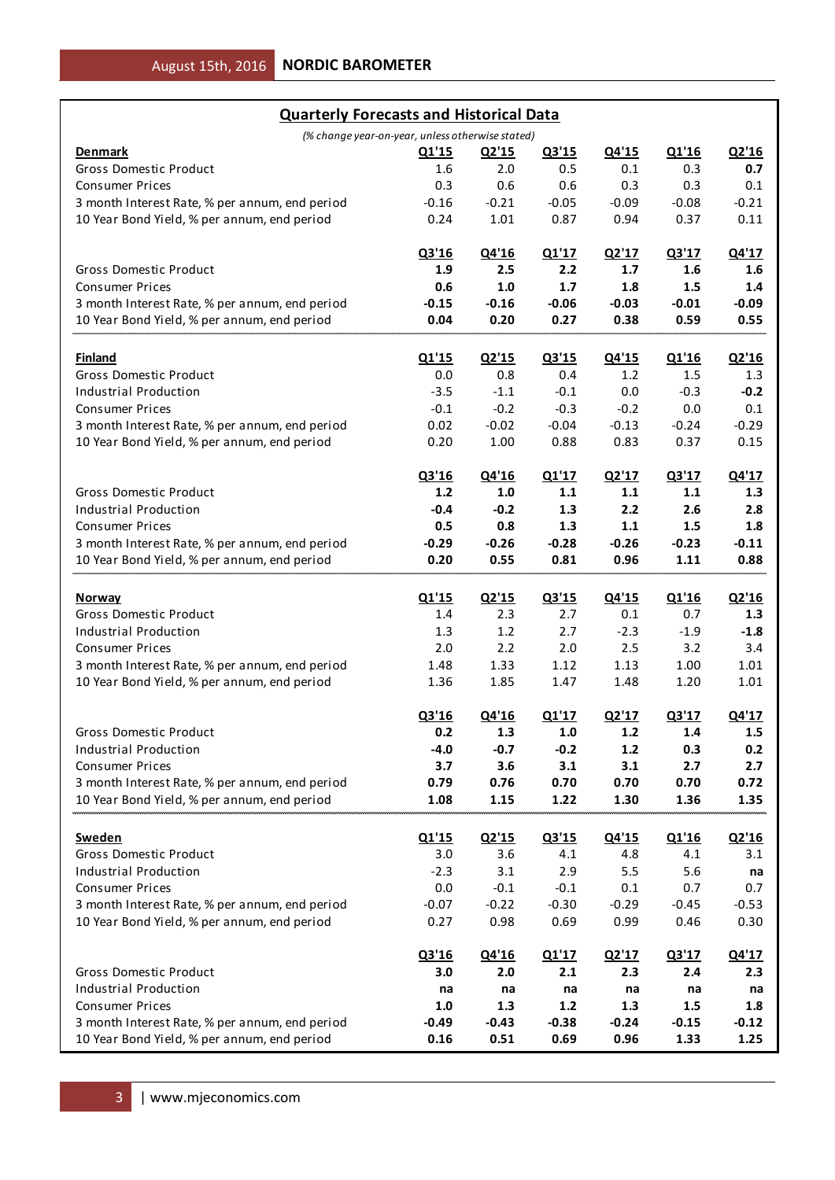## Quarterly Forecasts and Historical Data

*(% change year-on-year, unless otherwise stated)*

| **Denmark** | Q1'15 | Q2'15 | Q3'15 | Q4'15 | Q1'16 | Q2'16 |
|---|---|---|---|---|---|---|
| Gross Domestic Product | 1.6 | 2.0 | 0.5 | 0.1 | 0.3 | **0.7** |
| Consumer Prices | 0.3 | 0.6 | 0.6 | 0.3 | 0.3 | 0.1 |
| 3 month Interest Rate, % per annum, end period | -0.16 | -0.21 | -0.05 | -0.09 | -0.08 | -0.21 |
| 10 Year Bond Yield, % per annum, end period | 0.24 | 1.01 | 0.87 | 0.94 | 0.37 | 0.11 |

| | Q3'16 | Q4'16 | Q1'17 | Q2'17 | Q3'17 | Q4'17 |
|---|---|---|---|---|---|---|
| Gross Domestic Product | **1.9** | **2.5** | **2.2** | **1.7** | **1.6** | **1.6** |
| Consumer Prices | **0.6** | **1.0** | **1.7** | **1.8** | **1.5** | **1.4** |
| 3 month Interest Rate, % per annum, end period | **-0.15** | **-0.16** | **-0.06** | **-0.03** | **-0.01** | **-0.09** |
| 10 Year Bond Yield, % per annum, end period | **0.04** | **0.20** | **0.27** | **0.38** | **0.59** | **0.55** |

| **Finland** | Q1'15 | Q2'15 | Q3'15 | Q4'15 | Q1'16 | Q2'16 |
|---|---|---|---|---|---|---|
| Gross Domestic Product | 0.0 | 0.8 | 0.4 | 1.2 | 1.5 | 1.3 |
| Industrial Production | -3.5 | -1.1 | -0.1 | 0.0 | -0.3 | **-0.2** |
| Consumer Prices | -0.1 | -0.2 | -0.3 | -0.2 | 0.0 | 0.1 |
| 3 month Interest Rate, % per annum, end period | 0.02 | -0.02 | -0.04 | -0.13 | -0.24 | -0.29 |
| 10 Year Bond Yield, % per annum, end period | 0.20 | 1.00 | 0.88 | 0.83 | 0.37 | 0.15 |

| | Q3'16 | Q4'16 | Q1'17 | Q2'17 | Q3'17 | Q4'17 |
|---|---|---|---|---|---|---|
| Gross Domestic Product | **1.2** | **1.0** | **1.1** | **1.1** | **1.1** | **1.3** |
| Industrial Production | **-0.4** | **-0.2** | **1.3** | **2.2** | **2.6** | **2.8** |
| Consumer Prices | **0.5** | **0.8** | **1.3** | **1.1** | **1.5** | **1.8** |
| 3 month Interest Rate, % per annum, end period | **-0.29** | **-0.26** | **-0.28** | **-0.26** | **-0.23** | **-0.11** |
| 10 Year Bond Yield, % per annum, end period | **0.20** | **0.55** | **0.81** | **0.96** | **1.11** | **0.88** |

| **Norway** | Q1'15 | Q2'15 | Q3'15 | Q4'15 | Q1'16 | Q2'16 |
|---|---|---|---|---|---|---|
| Gross Domestic Product | 1.4 | 2.3 | 2.7 | 0.1 | 0.7 | **1.3** |
| Industrial Production | 1.3 | 1.2 | 2.7 | -2.3 | -1.9 | **-1.8** |
| Consumer Prices | 2.0 | 2.2 | 2.0 | 2.5 | 3.2 | 3.4 |
| 3 month Interest Rate, % per annum, end period | 1.48 | 1.33 | 1.12 | 1.13 | 1.00 | 1.01 |
| 10 Year Bond Yield, % per annum, end period | 1.36 | 1.85 | 1.47 | 1.48 | 1.20 | 1.01 |

| | Q3'16 | Q4'16 | Q1'17 | Q2'17 | Q3'17 | Q4'17 |
|---|---|---|---|---|---|---|
| Gross Domestic Product | **0.2** | **1.3** | **1.0** | **1.2** | **1.4** | **1.5** |
| Industrial Production | **-4.0** | **-0.7** | **-0.2** | **1.2** | **0.3** | **0.2** |
| Consumer Prices | **3.7** | **3.6** | **3.1** | **3.1** | **2.7** | **2.7** |
| 3 month Interest Rate, % per annum, end period | **0.79** | **0.76** | **0.70** | **0.70** | **0.70** | **0.72** |
| 10 Year Bond Yield, % per annum, end period | **1.08** | **1.15** | **1.22** | **1.30** | **1.36** | **1.35** |

| **Sweden** | Q1'15 | Q2'15 | Q3'15 | Q4'15 | Q1'16 | Q2'16 |
|---|---|---|---|---|---|---|
| Gross Domestic Product | 3.0 | 3.6 | 4.1 | 4.8 | 4.1 | 3.1 |
| Industrial Production | -2.3 | 3.1 | 2.9 | 5.5 | 5.6 | **na** |
| Consumer Prices | 0.0 | -0.1 | -0.1 | 0.1 | 0.7 | 0.7 |
| 3 month Interest Rate, % per annum, end period | -0.07 | -0.22 | -0.30 | -0.29 | -0.45 | -0.53 |
| 10 Year Bond Yield, % per annum, end period | 0.27 | 0.98 | 0.69 | 0.99 | 0.46 | 0.30 |

| | Q3'16 | Q4'16 | Q1'17 | Q2'17 | Q3'17 | Q4'17 |
|---|---|---|---|---|---|---|
| Gross Domestic Product | **3.0** | **2.0** | **2.1** | **2.3** | **2.4** | **2.3** |
| Industrial Production | **na** | **na** | **na** | **na** | **na** | **na** |
| Consumer Prices | **1.0** | **1.3** | **1.2** | **1.3** | **1.5** | **1.8** |
| 3 month Interest Rate, % per annum, end period | **-0.49** | **-0.43** | **-0.38** | **-0.24** | **-0.15** | **-0.12** |
| 10 Year Bond Yield, % per annum, end period | **0.16** | **0.51** | **0.69** | **0.96** | **1.33** | **1.25** |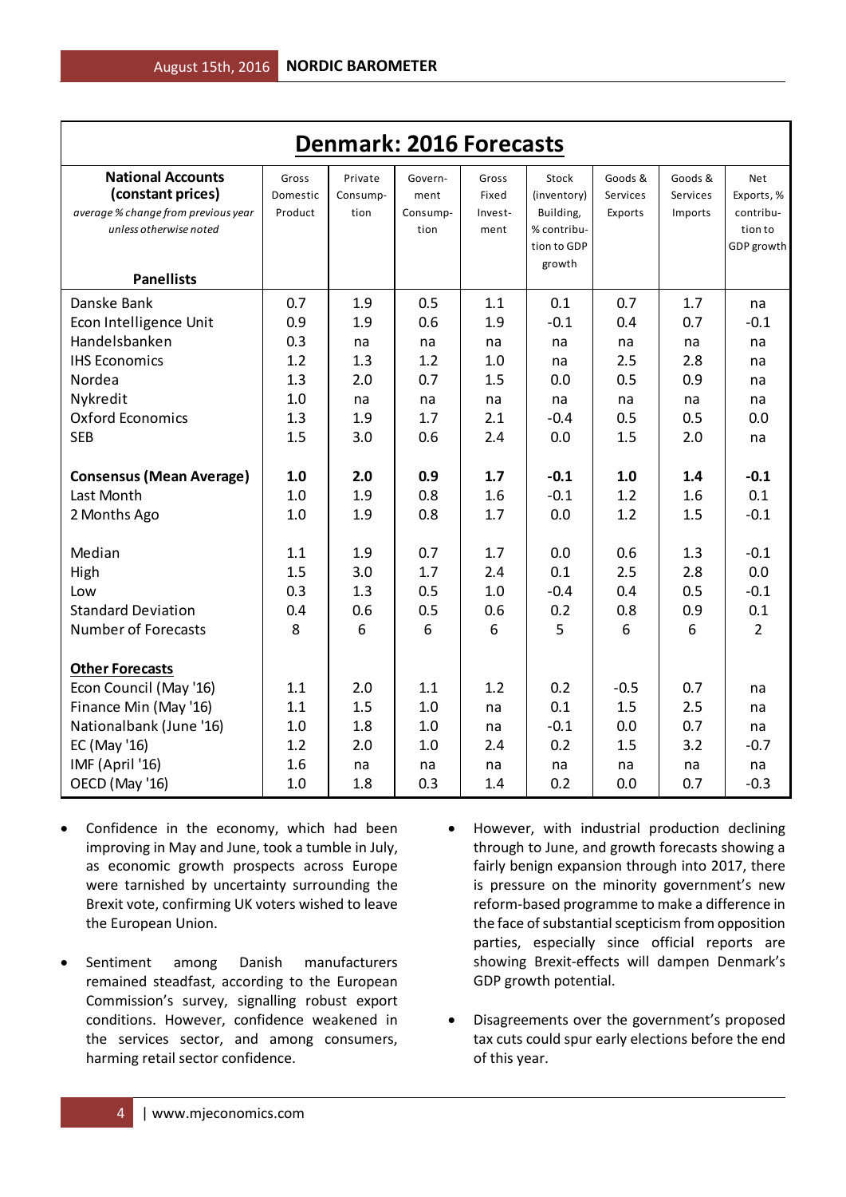## Denmark: 2016 Forecasts

| **National Accounts (constant prices)** *average % change from previous year unless otherwise noted* **Panellists** | Gross Domestic Product | Private Consumption | Government Consumption | Gross Fixed Investment | Stock (inventory) Building, % contribution to GDP growth | Goods & Services Exports | Goods & Services Imports | Net Exports, % contribution to GDP growth |
|---|---|---|---|---|---|---|---|---|
| Danske Bank | 0.7 | 1.9 | 0.5 | 1.1 | 0.1 | 0.7 | 1.7 | na |
| Econ Intelligence Unit | 0.9 | 1.9 | 0.6 | 1.9 | -0.1 | 0.4 | 0.7 | -0.1 |
| Handelsbanken | 0.3 | na | na | na | na | na | na | na |
| IHS Economics | 1.2 | 1.3 | 1.2 | 1.0 | na | 2.5 | 2.8 | na |
| Nordea | 1.3 | 2.0 | 0.7 | 1.5 | 0.0 | 0.5 | 0.9 | na |
| Nykredit | 1.0 | na | na | na | na | na | na | na |
| Oxford Economics | 1.3 | 1.9 | 1.7 | 2.1 | -0.4 | 0.5 | 0.5 | 0.0 |
| SEB | 1.5 | 3.0 | 0.6 | 2.4 | 0.0 | 1.5 | 2.0 | na |
| | | | | | | | | |
| **Consensus (Mean Average)** | **1.0** | **2.0** | **0.9** | **1.7** | **-0.1** | **1.0** | **1.4** | **-0.1** |
| Last Month | 1.0 | 1.9 | 0.8 | 1.6 | -0.1 | 1.2 | 1.6 | 0.1 |
| 2 Months Ago | 1.0 | 1.9 | 0.8 | 1.7 | 0.0 | 1.2 | 1.5 | -0.1 |
| | | | | | | | | |
| Median | 1.1 | 1.9 | 0.7 | 1.7 | 0.0 | 0.6 | 1.3 | -0.1 |
| High | 1.5 | 3.0 | 1.7 | 2.4 | 0.1 | 2.5 | 2.8 | 0.0 |
| Low | 0.3 | 1.3 | 0.5 | 1.0 | -0.4 | 0.4 | 0.5 | -0.1 |
| Standard Deviation | 0.4 | 0.6 | 0.5 | 0.6 | 0.2 | 0.8 | 0.9 | 0.1 |
| Number of Forecasts | 8 | 6 | 6 | 6 | 5 | 6 | 6 | 2 |
| | | | | | | | | |
| **Other Forecasts** | | | | | | | | |
| Econ Council (May '16) | 1.1 | 2.0 | 1.1 | 1.2 | 0.2 | -0.5 | 0.7 | na |
| Finance Min (May '16) | 1.1 | 1.5 | 1.0 | na | 0.1 | 1.5 | 2.5 | na |
| Nationalbank (June '16) | 1.0 | 1.8 | 1.0 | na | -0.1 | 0.0 | 0.7 | na |
| EC (May '16) | 1.2 | 2.0 | 1.0 | 2.4 | 0.2 | 1.5 | 3.2 | -0.7 |
| IMF (April '16) | 1.6 | na | na | na | na | na | na | na |
| OECD (May '16) | 1.0 | 1.8 | 0.3 | 1.4 | 0.2 | 0.0 | 0.7 | -0.3 |

- Confidence in the economy, which had been improving in May and June, took a tumble in July, as economic growth prospects across Europe were tarnished by uncertainty surrounding the Brexit vote, confirming UK voters wished to leave the European Union.

- Sentiment among Danish manufacturers remained steadfast, according to the European Commission's survey, signalling robust export conditions. However, confidence weakened in the services sector, and among consumers, harming retail sector confidence.

- However, with industrial production declining through to June, and growth forecasts showing a fairly benign expansion through into 2017, there is pressure on the minority government's new reform-based programme to make a difference in the face of substantial scepticism from opposition parties, especially since official reports are showing Brexit-effects will dampen Denmark's GDP growth potential.

- Disagreements over the government's proposed tax cuts could spur early elections before the end of this year.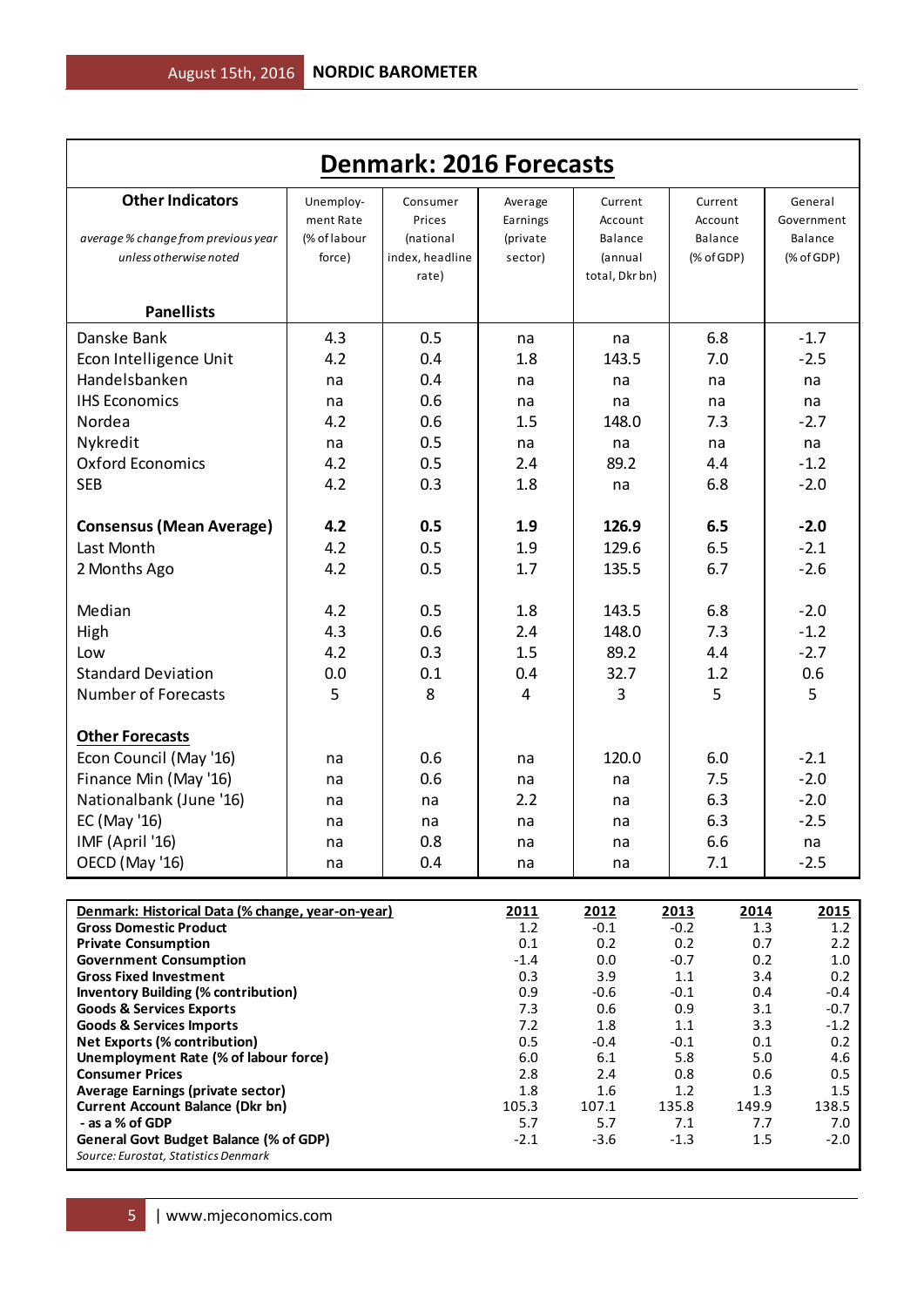## Denmark: 2016 Forecasts

| **Other Indicators**<br>*average % change from previous year unless otherwise noted*<br>**Panellists** | Unemployment Rate (% of labour force) | Consumer Prices (national index, headline rate) | Average Earnings (private sector) | Current Account Balance (annual total, Dkr bn) | Current Account Balance (% of GDP) | General Government Balance (% of GDP) |
|---|---|---|---|---|---|---|
| Danske Bank | 4.3 | 0.5 | na | na | 6.8 | -1.7 |
| Econ Intelligence Unit | 4.2 | 0.4 | 1.8 | 143.5 | 7.0 | -2.5 |
| Handelsbanken | na | 0.4 | na | na | na | na |
| IHS Economics | na | 0.6 | na | na | na | na |
| Nordea | 4.2 | 0.6 | 1.5 | 148.0 | 7.3 | -2.7 |
| Nykredit | na | 0.5 | na | na | na | na |
| Oxford Economics | 4.2 | 0.5 | 2.4 | 89.2 | 4.4 | -1.2 |
| SEB | 4.2 | 0.3 | 1.8 | na | 6.8 | -2.0 |
| **Consensus (Mean Average)** | **4.2** | **0.5** | **1.9** | **126.9** | **6.5** | **-2.0** |
| Last Month | 4.2 | 0.5 | 1.9 | 129.6 | 6.5 | -2.1 |
| 2 Months Ago | 4.2 | 0.5 | 1.7 | 135.5 | 6.7 | -2.6 |
| Median | 4.2 | 0.5 | 1.8 | 143.5 | 6.8 | -2.0 |
| High | 4.3 | 0.6 | 2.4 | 148.0 | 7.3 | -1.2 |
| Low | 4.2 | 0.3 | 1.5 | 89.2 | 4.4 | -2.7 |
| Standard Deviation | 0.0 | 0.1 | 0.4 | 32.7 | 1.2 | 0.6 |
| Number of Forecasts | 5 | 8 | 4 | 3 | 5 | 5 |
| **Other Forecasts** | | | | | | |
| Econ Council (May '16) | na | 0.6 | na | 120.0 | 6.0 | -2.1 |
| Finance Min (May '16) | na | 0.6 | na | na | 7.5 | -2.0 |
| Nationalbank (June '16) | na | na | 2.2 | na | 6.3 | -2.0 |
| EC (May '16) | na | na | na | na | 6.3 | -2.5 |
| IMF (April '16) | na | 0.8 | na | na | 6.6 | na |
| OECD (May '16) | na | 0.4 | na | na | 7.1 | -2.5 |

| **Denmark: Historical Data (% change, year-on-year)** | **2011** | **2012** | **2013** | **2014** | **2015** |
|---|---|---|---|---|---|
| **Gross Domestic Product** | 1.2 | -0.1 | -0.2 | 1.3 | 1.2 |
| **Private Consumption** | 0.1 | 0.2 | 0.2 | 0.7 | 2.2 |
| **Government Consumption** | -1.4 | 0.0 | -0.7 | 0.2 | 1.0 |
| **Gross Fixed Investment** | 0.3 | 3.9 | 1.1 | 3.4 | 0.2 |
| **Inventory Building (% contribution)** | 0.9 | -0.6 | -0.1 | 0.4 | -0.4 |
| **Goods & Services Exports** | 7.3 | 0.6 | 0.9 | 3.1 | -0.7 |
| **Goods & Services Imports** | 7.2 | 1.8 | 1.1 | 3.3 | -1.2 |
| **Net Exports (% contribution)** | 0.5 | -0.4 | -0.1 | 0.1 | 0.2 |
| **Unemployment Rate (% of labour force)** | 6.0 | 6.1 | 5.8 | 5.0 | 4.6 |
| **Consumer Prices** | 2.8 | 2.4 | 0.8 | 0.6 | 0.5 |
| **Average Earnings (private sector)** | 1.8 | 1.6 | 1.2 | 1.3 | 1.5 |
| **Current Account Balance (Dkr bn)** | 105.3 | 107.1 | 135.8 | 149.9 | 138.5 |
| **- as a % of GDP** | 5.7 | 5.7 | 7.1 | 7.7 | 7.0 |
| **General Govt Budget Balance (% of GDP)** | -2.1 | -3.6 | -1.3 | 1.5 | -2.0 |

*Source: Eurostat, Statistics Denmark*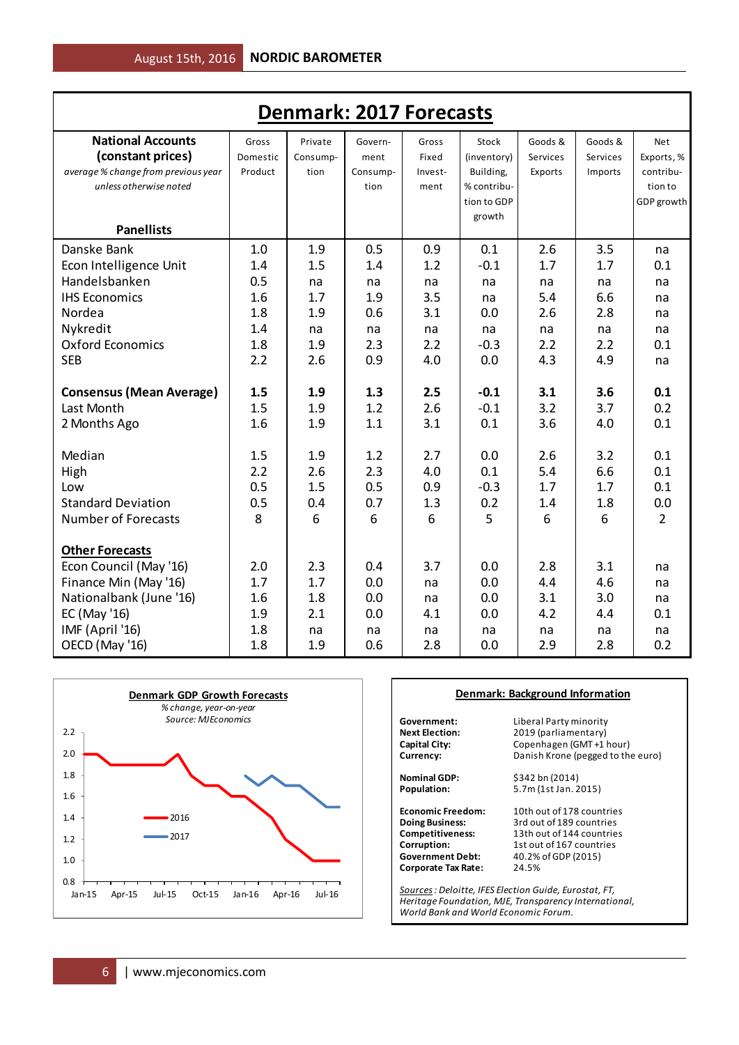# Denmark: 2017 Forecasts

| **National Accounts (constant prices)** *average % change from previous year unless otherwise noted* **Panellists** | Gross Domestic Product | Private Consumption | Government Consumption | Gross Fixed Investment | Stock (inventory) Building, % contribution to GDP growth | Goods & Services Exports | Goods & Services Imports | Net Exports, % contribution to GDP growth |
|---|---|---|---|---|---|---|---|---|
| Danske Bank | 1.0 | 1.9 | 0.5 | 0.9 | 0.1 | 2.6 | 3.5 | na |
| Econ Intelligence Unit | 1.4 | 1.5 | 1.4 | 1.2 | -0.1 | 1.7 | 1.7 | 0.1 |
| Handelsbanken | 0.5 | na | na | na | na | na | na | na |
| IHS Economics | 1.6 | 1.7 | 1.9 | 3.5 | na | 5.4 | 6.6 | na |
| Nordea | 1.8 | 1.9 | 0.6 | 3.1 | 0.0 | 2.6 | 2.8 | na |
| Nykredit | 1.4 | na | na | na | na | na | na | na |
| Oxford Economics | 1.8 | 1.9 | 2.3 | 2.2 | -0.3 | 2.2 | 2.2 | 0.1 |
| SEB | 2.2 | 2.6 | 0.9 | 4.0 | 0.0 | 4.3 | 4.9 | na |
| **Consensus (Mean Average)** | **1.5** | **1.9** | **1.3** | **2.5** | **-0.1** | **3.1** | **3.6** | **0.1** |
| Last Month | 1.5 | 1.9 | 1.2 | 2.6 | -0.1 | 3.2 | 3.7 | 0.2 |
| 2 Months Ago | 1.6 | 1.9 | 1.1 | 3.1 | 0.1 | 3.6 | 4.0 | 0.1 |
| Median | 1.5 | 1.9 | 1.2 | 2.7 | 0.0 | 2.6 | 3.2 | 0.1 |
| High | 2.2 | 2.6 | 2.3 | 4.0 | 0.1 | 5.4 | 6.6 | 0.1 |
| Low | 0.5 | 1.5 | 0.5 | 0.9 | -0.3 | 1.7 | 1.7 | 0.1 |
| Standard Deviation | 0.5 | 0.4 | 0.7 | 1.3 | 0.2 | 1.4 | 1.8 | 0.0 |
| Number of Forecasts | 8 | 6 | 6 | 6 | 5 | 6 | 6 | 2 |
| **Other Forecasts** | | | | | | | | |
| Econ Council (May '16) | 2.0 | 2.3 | 0.4 | 3.7 | 0.0 | 2.8 | 3.1 | na |
| Finance Min (May '16) | 1.7 | 1.7 | 0.0 | na | 0.0 | 4.4 | 4.6 | na |
| Nationalbank (June '16) | 1.6 | 1.8 | 0.0 | na | 0.0 | 3.1 | 3.0 | na |
| EC (May '16) | 1.9 | 2.1 | 0.0 | 4.1 | 0.0 | 4.2 | 4.4 | 0.1 |
| IMF (April '16) | 1.8 | na | na | na | na | na | na | na |
| OECD (May '16) | 1.8 | 1.9 | 0.6 | 2.8 | 0.0 | 2.9 | 2.8 | 0.2 |

**Denmark GDP Growth Forecasts**
*% change, year-on-year*
*Source: MJEconomics*

(Chart: 2016 and 2017 forecasts, Jan-15 to Jul-16)

**Denmark: Background Information**

| | |
|---|---|
| **Government:** | Liberal Party minority |
| **Next Election:** | 2019 (parliamentary) |
| **Capital City:** | Copenhagen (GMT +1 hour) |
| **Currency:** | Danish Krone (pegged to the euro) |
| **Nominal GDP:** | $342 bn (2014) |
| **Population:** | 5.7m (1st Jan. 2015) |
| **Economic Freedom:** | 10th out of 178 countries |
| **Doing Business:** | 3rd out of 189 countries |
| **Competitiveness:** | 13th out of 144 countries |
| **Corruption:** | 1st out of 167 countries |
| **Government Debt:** | 40.2% of GDP (2015) |
| **Corporate Tax Rate:** | 24.5% |

*Sources: Deloitte, IFES Election Guide, Eurostat, FT, Heritage Foundation, MJE, Transparency International, World Bank and World Economic Forum.*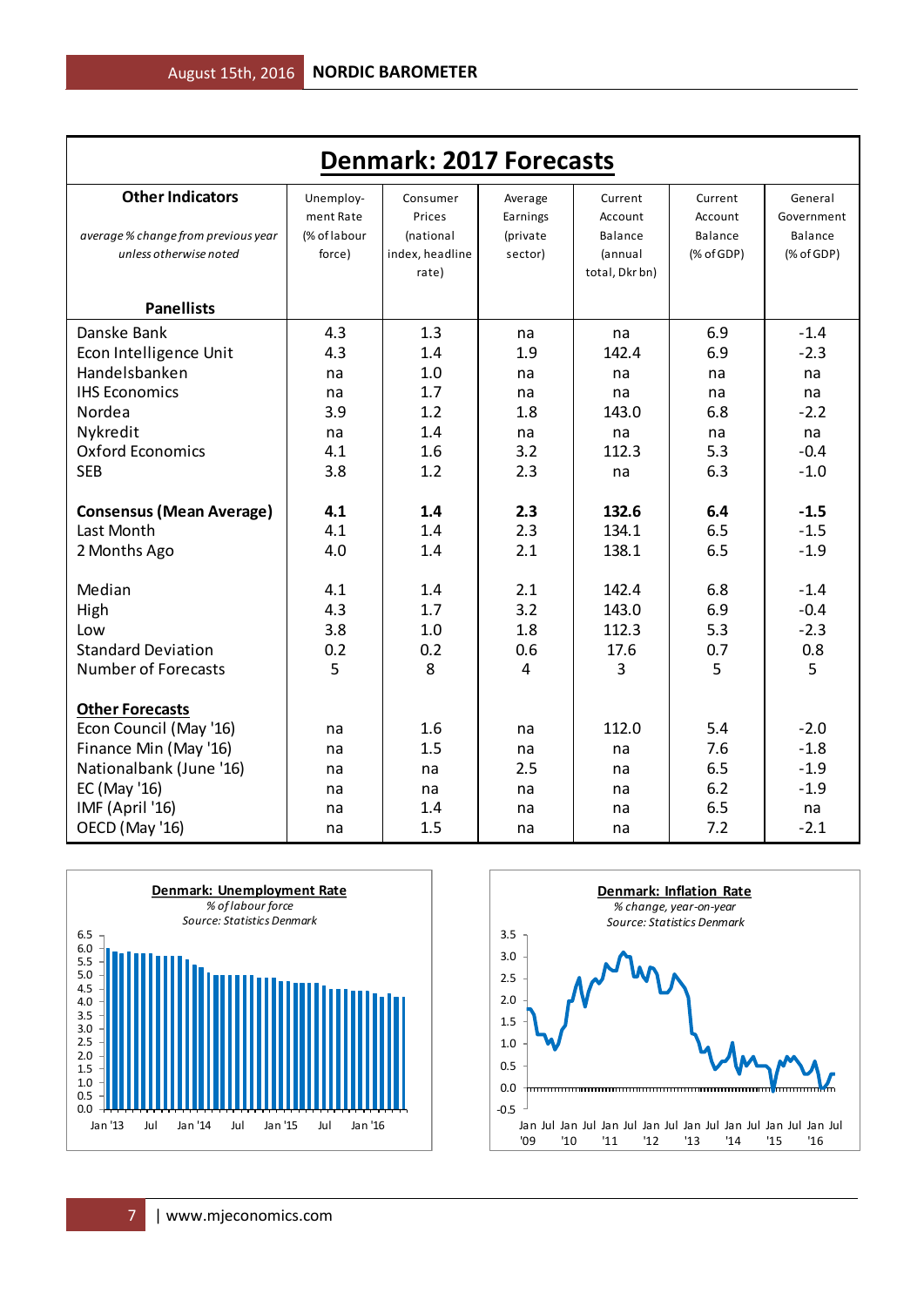## Denmark: 2017 Forecasts

| **Other Indicators**<br>*average % change from previous year unless otherwise noted*<br><br>**Panellists** | Unemploy-ment Rate (% of labour force) | Consumer Prices (national index, headline rate) | Average Earnings (private sector) | Current Account Balance (annual total, Dkr bn) | Current Account Balance (% of GDP) | General Government Balance (% of GDP) |
|---|---|---|---|---|---|---|
| Danske Bank | 4.3 | 1.3 | na | na | 6.9 | -1.4 |
| Econ Intelligence Unit | 4.3 | 1.4 | 1.9 | 142.4 | 6.9 | -2.3 |
| Handelsbanken | na | 1.0 | na | na | na | na |
| IHS Economics | na | 1.7 | na | na | na | na |
| Nordea | 3.9 | 1.2 | 1.8 | 143.0 | 6.8 | -2.2 |
| Nykredit | na | 1.4 | na | na | na | na |
| Oxford Economics | 4.1 | 1.6 | 3.2 | 112.3 | 5.3 | -0.4 |
| SEB | 3.8 | 1.2 | 2.3 | na | 6.3 | -1.0 |
| | | | | | | |
| **Consensus (Mean Average)** | **4.1** | **1.4** | **2.3** | **132.6** | **6.4** | **-1.5** |
| Last Month | 4.1 | 1.4 | 2.3 | 134.1 | 6.5 | -1.5 |
| 2 Months Ago | 4.0 | 1.4 | 2.1 | 138.1 | 6.5 | -1.9 |
| | | | | | | |
| Median | 4.1 | 1.4 | 2.1 | 142.4 | 6.8 | -1.4 |
| High | 4.3 | 1.7 | 3.2 | 143.0 | 6.9 | -0.4 |
| Low | 3.8 | 1.0 | 1.8 | 112.3 | 5.3 | -2.3 |
| Standard Deviation | 0.2 | 0.2 | 0.6 | 17.6 | 0.7 | 0.8 |
| Number of Forecasts | 5 | 8 | 4 | 3 | 5 | 5 |
| | | | | | | |
| **Other Forecasts** | | | | | | |
| Econ Council (May '16) | na | 1.6 | na | 112.0 | 5.4 | -2.0 |
| Finance Min (May '16) | na | 1.5 | na | na | 7.6 | -1.8 |
| Nationalbank (June '16) | na | na | 2.5 | na | 6.5 | -1.9 |
| EC (May '16) | na | na | na | na | 6.2 | -1.9 |
| IMF (April '16) | na | 1.4 | na | na | 6.5 | na |
| OECD (May '16) | na | 1.5 | na | na | 7.2 | -2.1 |

**Denmark: Unemployment Rate**
*% of labour force*
*Source: Statistics Denmark*

**Denmark: Inflation Rate**
*% change, year-on-year*
*Source: Statistics Denmark*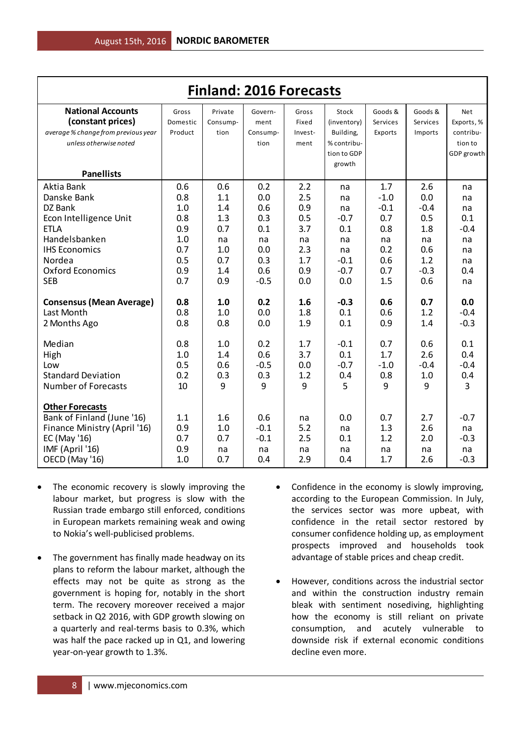# Finland: 2016 Forecasts

| **National Accounts (constant prices)** *average % change from previous year unless otherwise noted* **Panellists** | Gross Domestic Product | Private Consumption | Government Consumption | Gross Fixed Investment | Stock (inventory) Building, % contribution to GDP growth | Goods & Services Exports | Goods & Services Imports | Net Exports, % contribution to GDP growth |
|---|---|---|---|---|---|---|---|---|
| Aktia Bank | 0.6 | 0.6 | 0.2 | 2.2 | na | 1.7 | 2.6 | na |
| Danske Bank | 0.8 | 1.1 | 0.0 | 2.5 | na | -1.0 | 0.0 | na |
| DZ Bank | 1.0 | 1.4 | 0.6 | 0.9 | na | -0.1 | -0.4 | na |
| Econ Intelligence Unit | 0.8 | 1.3 | 0.3 | 0.5 | -0.7 | 0.7 | 0.5 | 0.1 |
| ETLA | 0.9 | 0.7 | 0.1 | 3.7 | 0.1 | 0.8 | 1.8 | -0.4 |
| Handelsbanken | 1.0 | na | na | na | na | na | na | na |
| IHS Economics | 0.7 | 1.0 | 0.0 | 2.3 | na | 0.2 | 0.6 | na |
| Nordea | 0.5 | 0.7 | 0.3 | 1.7 | -0.1 | 0.6 | 1.2 | na |
| Oxford Economics | 0.9 | 1.4 | 0.6 | 0.9 | -0.7 | 0.7 | -0.3 | 0.4 |
| SEB | 0.7 | 0.9 | -0.5 | 0.0 | 0.0 | 1.5 | 0.6 | na |
| **Consensus (Mean Average)** | **0.8** | **1.0** | **0.2** | **1.6** | **-0.3** | **0.6** | **0.7** | **0.0** |
| Last Month | 0.8 | 1.0 | 0.0 | 1.8 | 0.1 | 0.6 | 1.2 | -0.4 |
| 2 Months Ago | 0.8 | 0.8 | 0.0 | 1.9 | 0.1 | 0.9 | 1.4 | -0.3 |
| Median | 0.8 | 1.0 | 0.2 | 1.7 | -0.1 | 0.7 | 0.6 | 0.1 |
| High | 1.0 | 1.4 | 0.6 | 3.7 | 0.1 | 1.7 | 2.6 | 0.4 |
| Low | 0.5 | 0.6 | -0.5 | 0.0 | -0.7 | -1.0 | -0.4 | -0.4 |
| Standard Deviation | 0.2 | 0.3 | 0.3 | 1.2 | 0.4 | 0.8 | 1.0 | 0.4 |
| Number of Forecasts | 10 | 9 | 9 | 9 | 5 | 9 | 9 | 3 |
| **Other Forecasts** | | | | | | | | |
| Bank of Finland (June '16) | 1.1 | 1.6 | 0.6 | na | 0.0 | 0.7 | 2.7 | -0.7 |
| Finance Ministry (April '16) | 0.9 | 1.0 | -0.1 | 5.2 | na | 1.3 | 2.6 | na |
| EC (May '16) | 0.7 | 0.7 | -0.1 | 2.5 | 0.1 | 1.2 | 2.0 | -0.3 |
| IMF (April '16) | 0.9 | na | na | na | na | na | na | na |
| OECD (May '16) | 1.0 | 0.7 | 0.4 | 2.9 | 0.4 | 1.7 | 2.6 | -0.3 |

- The economic recovery is slowly improving the labour market, but progress is slow with the Russian trade embargo still enforced, conditions in European markets remaining weak and owing to Nokia's well-publicised problems.

- The government has finally made headway on its plans to reform the labour market, although the effects may not be quite as strong as the government is hoping for, notably in the short term. The recovery moreover received a major setback in Q2 2016, with GDP growth slowing on a quarterly and real-terms basis to 0.3%, which was half the pace racked up in Q1, and lowering year-on-year growth to 1.3%.

- Confidence in the economy is slowly improving, according to the European Commission. In July, the services sector was more upbeat, with confidence in the retail sector restored by consumer confidence holding up, as employment prospects improved and households took advantage of stable prices and cheap credit.

- However, conditions across the industrial sector and within the construction industry remain bleak with sentiment nosediving, highlighting how the economy is still reliant on private consumption, and acutely vulnerable to downside risk if external economic conditions decline even more.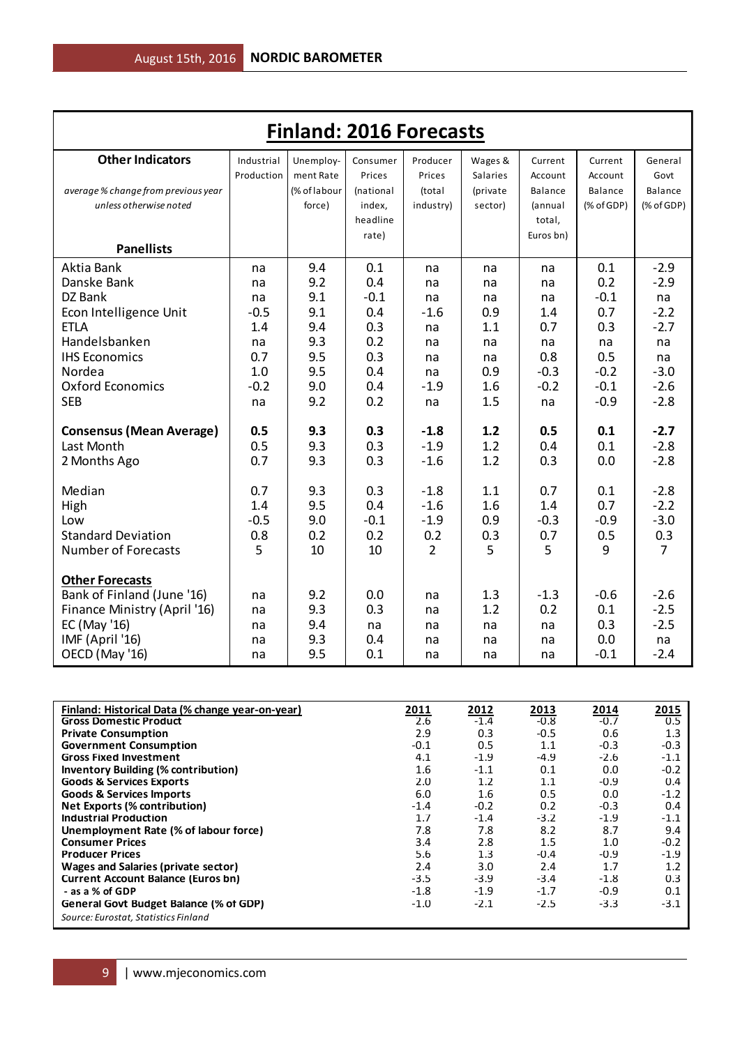# Finland: 2016 Forecasts

| **Other Indicators**<br>*average % change from previous year unless otherwise noted*<br>**Panellists** | Industrial Production | Unemployment Rate (% of labour force) | Consumer Prices (national index, headline rate) | Producer Prices (total industry) | Wages & Salaries (private sector) | Current Account Balance (annual total, Euros bn) | Current Account Balance (% of GDP) | General Govt Balance (% of GDP) |
|---|---|---|---|---|---|---|---|---|
| Aktia Bank | na | 9.4 | 0.1 | na | na | na | 0.1 | -2.9 |
| Danske Bank | na | 9.2 | 0.4 | na | na | na | 0.2 | -2.9 |
| DZ Bank | na | 9.1 | -0.1 | na | na | na | -0.1 | na |
| Econ Intelligence Unit | -0.5 | 9.1 | 0.4 | -1.6 | 0.9 | 1.4 | 0.7 | -2.2 |
| ETLA | 1.4 | 9.4 | 0.3 | na | 1.1 | 0.7 | 0.3 | -2.7 |
| Handelsbanken | na | 9.3 | 0.2 | na | na | na | na | na |
| IHS Economics | 0.7 | 9.5 | 0.3 | na | na | 0.8 | 0.5 | na |
| Nordea | 1.0 | 9.5 | 0.4 | na | 0.9 | -0.3 | -0.2 | -3.0 |
| Oxford Economics | -0.2 | 9.0 | 0.4 | -1.9 | 1.6 | -0.2 | -0.1 | -2.6 |
| SEB | na | 9.2 | 0.2 | na | 1.5 | na | -0.9 | -2.8 |
| **Consensus (Mean Average)** | **0.5** | **9.3** | **0.3** | **-1.8** | **1.2** | **0.5** | **0.1** | **-2.7** |
| Last Month | 0.5 | 9.3 | 0.3 | -1.9 | 1.2 | 0.4 | 0.1 | -2.8 |
| 2 Months Ago | 0.7 | 9.3 | 0.3 | -1.6 | 1.2 | 0.3 | 0.0 | -2.8 |
| Median | 0.7 | 9.3 | 0.3 | -1.8 | 1.1 | 0.7 | 0.1 | -2.8 |
| High | 1.4 | 9.5 | 0.4 | -1.6 | 1.6 | 1.4 | 0.7 | -2.2 |
| Low | -0.5 | 9.0 | -0.1 | -1.9 | 0.9 | -0.3 | -0.9 | -3.0 |
| Standard Deviation | 0.8 | 0.2 | 0.2 | 0.2 | 0.3 | 0.7 | 0.5 | 0.3 |
| Number of Forecasts | 5 | 10 | 10 | 2 | 5 | 5 | 9 | 7 |
| **Other Forecasts** | | | | | | | | |
| Bank of Finland (June '16) | na | 9.2 | 0.0 | na | 1.3 | -1.3 | -0.6 | -2.6 |
| Finance Ministry (April '16) | na | 9.3 | 0.3 | na | 1.2 | 0.2 | 0.1 | -2.5 |
| EC (May '16) | na | 9.4 | na | na | na | na | 0.3 | -2.5 |
| IMF (April '16) | na | 9.3 | 0.4 | na | na | na | 0.0 | na |
| OECD (May '16) | na | 9.5 | 0.1 | na | na | na | -0.1 | -2.4 |

| Finland: Historical Data (% change year-on-year) | 2011 | 2012 | 2013 | 2014 | 2015 |
|---|---|---|---|---|---|
| **Gross Domestic Product** | 2.6 | -1.4 | -0.8 | -0.7 | 0.5 |
| **Private Consumption** | 2.9 | 0.3 | -0.5 | 0.6 | 1.3 |
| **Government Consumption** | -0.1 | 0.5 | 1.1 | -0.3 | -0.3 |
| **Gross Fixed Investment** | 4.1 | -1.9 | -4.9 | -2.6 | -1.1 |
| **Inventory Building (% contribution)** | 1.6 | -1.1 | 0.1 | 0.0 | -0.2 |
| **Goods & Services Exports** | 2.0 | 1.2 | 1.1 | -0.9 | 0.4 |
| **Goods & Services Imports** | 6.0 | 1.6 | 0.5 | 0.0 | -1.2 |
| **Net Exports (% contribution)** | -1.4 | -0.2 | 0.2 | -0.3 | 0.4 |
| **Industrial Production** | 1.7 | -1.4 | -3.2 | -1.9 | -1.1 |
| **Unemployment Rate (% of labour force)** | 7.8 | 7.8 | 8.2 | 8.7 | 9.4 |
| **Consumer Prices** | 3.4 | 2.8 | 1.5 | 1.0 | -0.2 |
| **Producer Prices** | 5.6 | 1.3 | -0.4 | -0.9 | -1.9 |
| **Wages and Salaries (private sector)** | 2.4 | 3.0 | 2.4 | 1.7 | 1.2 |
| **Current Account Balance (Euros bn)** | -3.5 | -3.9 | -3.4 | -1.8 | 0.3 |
| **- as a % of GDP** | -1.8 | -1.9 | -1.7 | -0.9 | 0.1 |
| **General Govt Budget Balance (% of GDP)** | -1.0 | -2.1 | -2.5 | -3.3 | -3.1 |

*Source: Eurostat, Statistics Finland*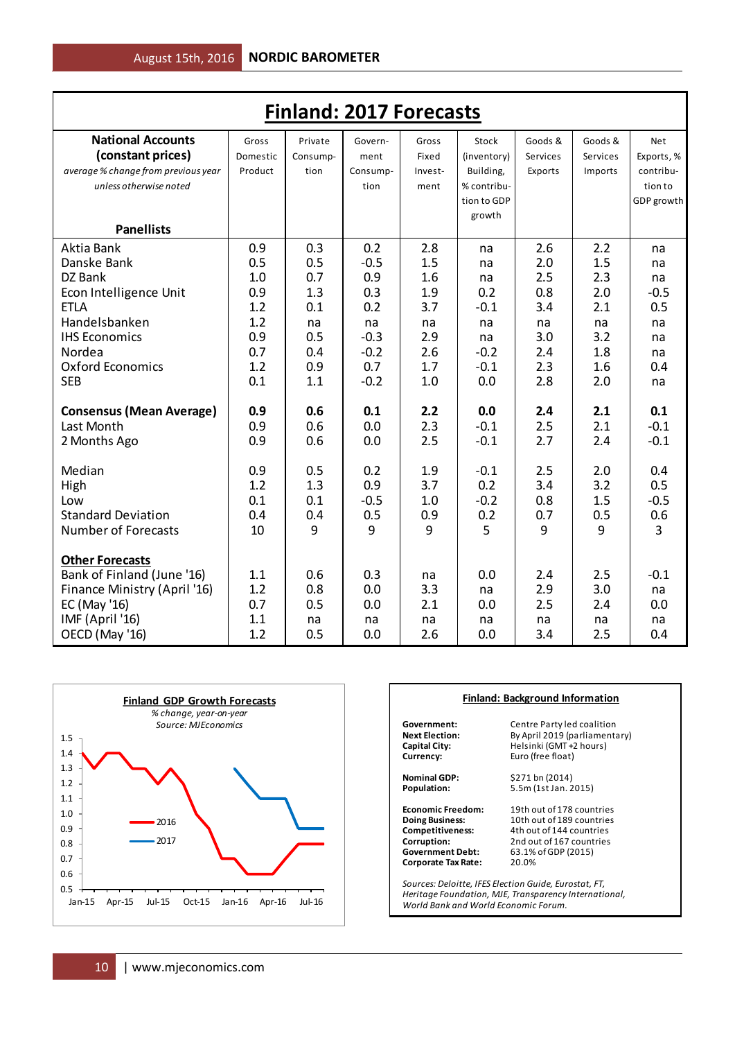# Finland: 2017 Forecasts

| National Accounts (constant prices) *average % change from previous year unless otherwise noted* Panellists | Gross Domestic Product | Private Consumption | Government Consumption | Gross Fixed Investment | Stock (inventory) Building, % contribution to GDP growth | Goods & Services Exports | Goods & Services Imports | Net Exports, % contribution to GDP growth |
|---|---|---|---|---|---|---|---|---|
| Aktia Bank | 0.9 | 0.3 | 0.2 | 2.8 | na | 2.6 | 2.2 | na |
| Danske Bank | 0.5 | 0.5 | -0.5 | 1.5 | na | 2.0 | 1.5 | na |
| DZ Bank | 1.0 | 0.7 | 0.9 | 1.6 | na | 2.5 | 2.3 | na |
| Econ Intelligence Unit | 0.9 | 1.3 | 0.3 | 1.9 | 0.2 | 0.8 | 2.0 | -0.5 |
| ETLA | 1.2 | 0.1 | 0.2 | 3.7 | -0.1 | 3.4 | 2.1 | 0.5 |
| Handelsbanken | 1.2 | na | na | na | na | na | na | na |
| IHS Economics | 0.9 | 0.5 | -0.3 | 2.9 | na | 3.0 | 3.2 | na |
| Nordea | 0.7 | 0.4 | -0.2 | 2.6 | -0.2 | 2.4 | 1.8 | na |
| Oxford Economics | 1.2 | 0.9 | 0.7 | 1.7 | -0.1 | 2.3 | 1.6 | 0.4 |
| SEB | 0.1 | 1.1 | -0.2 | 1.0 | 0.0 | 2.8 | 2.0 | na |
| **Consensus (Mean Average)** | **0.9** | **0.6** | **0.1** | **2.2** | **0.0** | **2.4** | **2.1** | **0.1** |
| Last Month | 0.9 | 0.6 | 0.0 | 2.3 | -0.1 | 2.5 | 2.1 | -0.1 |
| 2 Months Ago | 0.9 | 0.6 | 0.0 | 2.5 | -0.1 | 2.7 | 2.4 | -0.1 |
| Median | 0.9 | 0.5 | 0.2 | 1.9 | -0.1 | 2.5 | 2.0 | 0.4 |
| High | 1.2 | 1.3 | 0.9 | 3.7 | 0.2 | 3.4 | 3.2 | 0.5 |
| Low | 0.1 | 0.1 | -0.5 | 1.0 | -0.2 | 0.8 | 1.5 | -0.5 |
| Standard Deviation | 0.4 | 0.4 | 0.5 | 0.9 | 0.2 | 0.7 | 0.5 | 0.6 |
| Number of Forecasts | 10 | 9 | 9 | 9 | 5 | 9 | 9 | 3 |
| **Other Forecasts** | | | | | | | | |
| Bank of Finland (June '16) | 1.1 | 0.6 | 0.3 | na | 0.0 | 2.4 | 2.5 | -0.1 |
| Finance Ministry (April '16) | 1.2 | 0.8 | 0.0 | 3.3 | na | 2.9 | 3.0 | na |
| EC (May '16) | 0.7 | 0.5 | 0.0 | 2.1 | 0.0 | 2.5 | 2.4 | 0.0 |
| IMF (April '16) | 1.1 | na | na | na | na | na | na | na |
| OECD (May '16) | 1.2 | 0.5 | 0.0 | 2.6 | 0.0 | 3.4 | 2.5 | 0.4 |

**Finland GDP Growth Forecasts**
*% change, year-on-year*
*Source: MJEconomics*

**Finland: Background Information**

| | |
|---|---|
| **Government:** | Centre Party led coalition |
| **Next Election:** | By April 2019 (parliamentary) |
| **Capital City:** | Helsinki (GMT +2 hours) |
| **Currency:** | Euro (free float) |
| **Nominal GDP:** | $271 bn (2014) |
| **Population:** | 5.5m (1st Jan. 2015) |
| **Economic Freedom:** | 19th out of 178 countries |
| **Doing Business:** | 10th out of 189 countries |
| **Competitiveness:** | 4th out of 144 countries |
| **Corruption:** | 2nd out of 167 countries |
| **Government Debt:** | 63.1% of GDP (2015) |
| **Corporate Tax Rate:** | 20.0% |

*Sources: Deloitte, IFES Election Guide, Eurostat, FT, Heritage Foundation, MJE, Transparency International, World Bank and World Economic Forum.*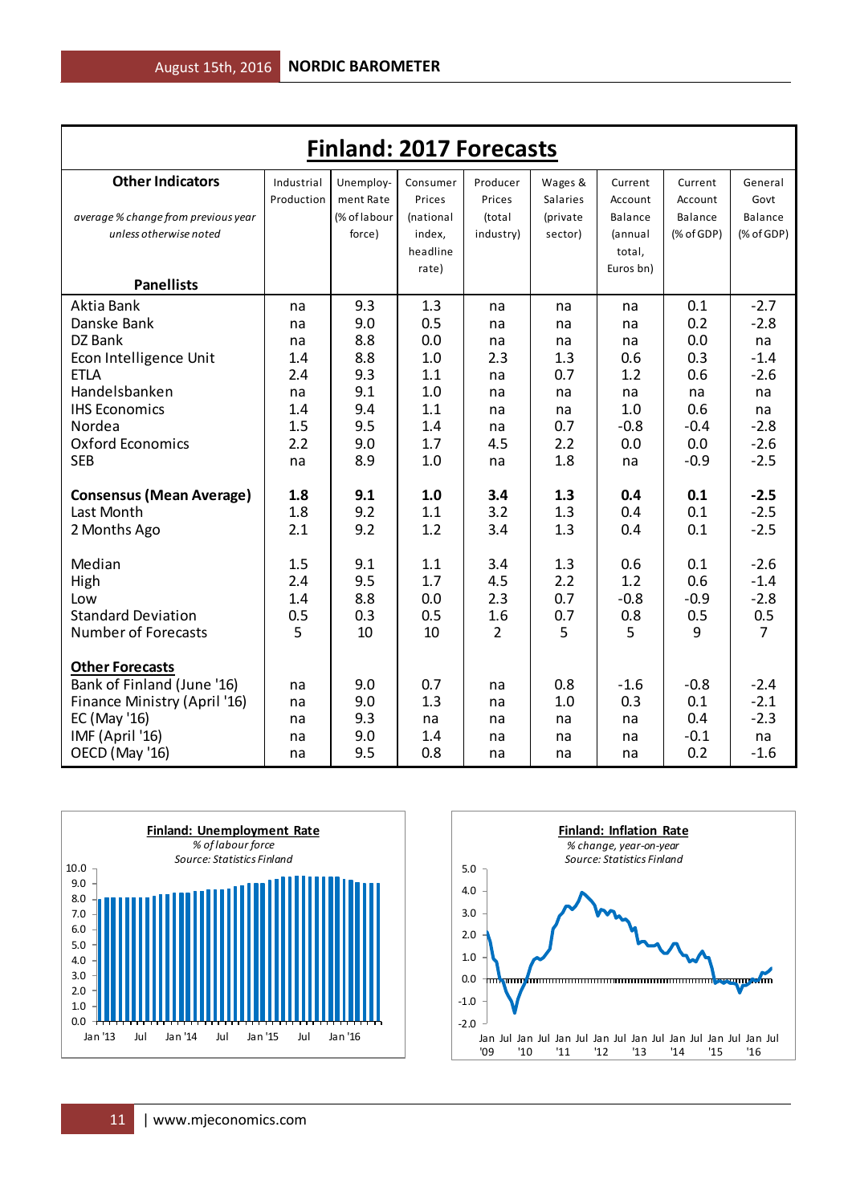# Finland: 2017 Forecasts

| Other Indicators<br>*average % change from previous year unless otherwise noted*<br>Panellists | Industrial Production | Unemployment Rate (% of labour force) | Consumer Prices (national index, headline rate) | Producer Prices (total industry) | Wages & Salaries (private sector) | Current Account Balance (annual total, Euros bn) | Current Account Balance (% of GDP) | General Govt Balance (% of GDP) |
|---|---|---|---|---|---|---|---|---|
| Aktia Bank | na | 9.3 | 1.3 | na | na | na | 0.1 | -2.7 |
| Danske Bank | na | 9.0 | 0.5 | na | na | na | 0.2 | -2.8 |
| DZ Bank | na | 8.8 | 0.0 | na | na | na | 0.0 | na |
| Econ Intelligence Unit | 1.4 | 8.8 | 1.0 | 2.3 | 1.3 | 0.6 | 0.3 | -1.4 |
| ETLA | 2.4 | 9.3 | 1.1 | na | 0.7 | 1.2 | 0.6 | -2.6 |
| Handelsbanken | na | 9.1 | 1.0 | na | na | na | na | na |
| IHS Economics | 1.4 | 9.4 | 1.1 | na | na | 1.0 | 0.6 | na |
| Nordea | 1.5 | 9.5 | 1.4 | na | 0.7 | -0.8 | -0.4 | -2.8 |
| Oxford Economics | 2.2 | 9.0 | 1.7 | 4.5 | 2.2 | 0.0 | 0.0 | -2.6 |
| SEB | na | 8.9 | 1.0 | na | 1.8 | na | -0.9 | -2.5 |
| **Consensus (Mean Average)** | **1.8** | **9.1** | **1.0** | **3.4** | **1.3** | **0.4** | **0.1** | **-2.5** |
| Last Month | 1.8 | 9.2 | 1.1 | 3.2 | 1.3 | 0.4 | 0.1 | -2.5 |
| 2 Months Ago | 2.1 | 9.2 | 1.2 | 3.4 | 1.3 | 0.4 | 0.1 | -2.5 |
| Median | 1.5 | 9.1 | 1.1 | 3.4 | 1.3 | 0.6 | 0.1 | -2.6 |
| High | 2.4 | 9.5 | 1.7 | 4.5 | 2.2 | 1.2 | 0.6 | -1.4 |
| Low | 1.4 | 8.8 | 0.0 | 2.3 | 0.7 | -0.8 | -0.9 | -2.8 |
| Standard Deviation | 0.5 | 0.3 | 0.5 | 1.6 | 0.7 | 0.8 | 0.5 | 0.5 |
| Number of Forecasts | 5 | 10 | 10 | 2 | 5 | 5 | 9 | 7 |
| **Other Forecasts** | | | | | | | | |
| Bank of Finland (June '16) | na | 9.0 | 0.7 | na | 0.8 | -1.6 | -0.8 | -2.4 |
| Finance Ministry (April '16) | na | 9.0 | 1.3 | na | 1.0 | 0.3 | 0.1 | -2.1 |
| EC (May '16) | na | 9.3 | na | na | na | na | 0.4 | -2.3 |
| IMF (April '16) | na | 9.0 | 1.4 | na | na | na | -0.1 | na |
| OECD (May '16) | na | 9.5 | 0.8 | na | na | na | 0.2 | -1.6 |

**Finland: Unemployment Rate**
*% of labour force*
*Source: Statistics Finland*

**Finland: Inflation Rate**
*% change, year-on-year*
*Source: Statistics Finland*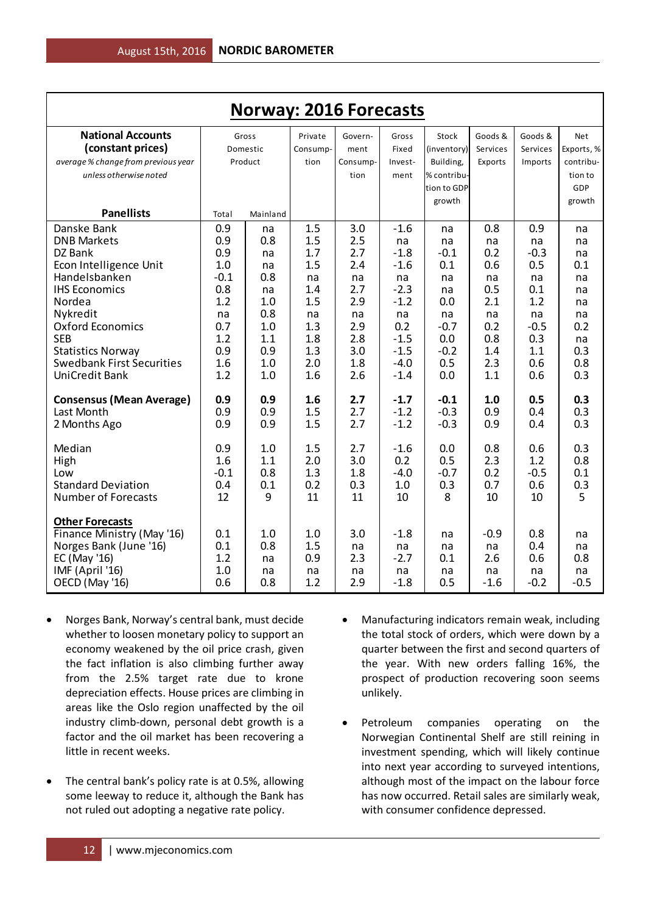## Norway: 2016 Forecasts

| **National Accounts (constant prices)** *average % change from previous year unless otherwise noted* | Gross Domestic Product | | Private Consumption | Government Consumption | Gross Fixed Investment | Stock (inventory) Building, % contribution to GDP growth | Goods & Services Exports | Goods & Services Imports | Net Exports, % contribution to GDP growth |
|---|---|---|---|---|---|---|---|---|---|
| **Panellists** | Total | Mainland | | | | | | | |
| Danske Bank | 0.9 | na | 1.5 | 3.0 | -1.6 | na | 0.8 | 0.9 | na |
| DNB Markets | 0.9 | 0.8 | 1.5 | 2.5 | na | na | na | na | na |
| DZ Bank | 0.9 | na | 1.7 | 2.7 | -1.8 | -0.1 | 0.2 | -0.3 | na |
| Econ Intelligence Unit | 1.0 | na | 1.5 | 2.4 | -1.6 | 0.1 | 0.6 | 0.5 | 0.1 |
| Handelsbanken | -0.1 | 0.8 | na | na | na | na | na | na | na |
| IHS Economics | 0.8 | na | 1.4 | 2.7 | -2.3 | na | 0.5 | 0.1 | na |
| Nordea | 1.2 | 1.0 | 1.5 | 2.9 | -1.2 | 0.0 | 2.1 | 1.2 | na |
| Nykredit | na | 0.8 | na | na | na | na | na | na | na |
| Oxford Economics | 0.7 | 1.0 | 1.3 | 2.9 | 0.2 | -0.7 | 0.2 | -0.5 | 0.2 |
| SEB | 1.2 | 1.1 | 1.8 | 2.8 | -1.5 | 0.0 | 0.8 | 0.3 | na |
| Statistics Norway | 0.9 | 0.9 | 1.3 | 3.0 | -1.5 | -0.2 | 1.4 | 1.1 | 0.3 |
| Swedbank First Securities | 1.6 | 1.0 | 2.0 | 1.8 | -4.0 | 0.5 | 2.3 | 0.6 | 0.8 |
| UniCredit Bank | 1.2 | 1.0 | 1.6 | 2.6 | -1.4 | 0.0 | 1.1 | 0.6 | 0.3 |
| **Consensus (Mean Average)** | **0.9** | **0.9** | **1.6** | **2.7** | **-1.7** | **-0.1** | **1.0** | **0.5** | **0.3** |
| Last Month | 0.9 | 0.9 | 1.5 | 2.7 | -1.2 | -0.3 | 0.9 | 0.4 | 0.3 |
| 2 Months Ago | 0.9 | 0.9 | 1.5 | 2.7 | -1.2 | -0.3 | 0.9 | 0.4 | 0.3 |
| Median | 0.9 | 1.0 | 1.5 | 2.7 | -1.6 | 0.0 | 0.8 | 0.6 | 0.3 |
| High | 1.6 | 1.1 | 2.0 | 3.0 | 0.2 | 0.5 | 2.3 | 1.2 | 0.8 |
| Low | -0.1 | 0.8 | 1.3 | 1.8 | -4.0 | -0.7 | 0.2 | -0.5 | 0.1 |
| Standard Deviation | 0.4 | 0.1 | 0.2 | 0.3 | 1.0 | 0.3 | 0.7 | 0.6 | 0.3 |
| Number of Forecasts | 12 | 9 | 11 | 11 | 10 | 8 | 10 | 10 | 5 |
| **Other Forecasts** | | | | | | | | | |
| Finance Ministry (May '16) | 0.1 | 1.0 | 1.0 | 3.0 | -1.8 | na | -0.9 | 0.8 | na |
| Norges Bank (June '16) | 0.1 | 0.8 | 1.5 | na | na | na | na | 0.4 | na |
| EC (May '16) | 1.2 | na | 0.9 | 2.3 | -2.7 | 0.1 | 2.6 | 0.6 | 0.8 |
| IMF (April '16) | 1.0 | na | na | na | na | na | na | na | na |
| OECD (May '16) | 0.6 | 0.8 | 1.2 | 2.9 | -1.8 | 0.5 | -1.6 | -0.2 | -0.5 |

- Norges Bank, Norway's central bank, must decide whether to loosen monetary policy to support an economy weakened by the oil price crash, given the fact inflation is also climbing further away from the 2.5% target rate due to krone depreciation effects. House prices are climbing in areas like the Oslo region unaffected by the oil industry climb-down, personal debt growth is a factor and the oil market has been recovering a little in recent weeks.

- The central bank's policy rate is at 0.5%, allowing some leeway to reduce it, although the Bank has not ruled out adopting a negative rate policy.

- Manufacturing indicators remain weak, including the total stock of orders, which were down by a quarter between the first and second quarters of the year. With new orders falling 16%, the prospect of production recovering soon seems unlikely.

- Petroleum companies operating on the Norwegian Continental Shelf are still reining in investment spending, which will likely continue into next year according to surveyed intentions, although most of the impact on the labour force has now occurred. Retail sales are similarly weak, with consumer confidence depressed.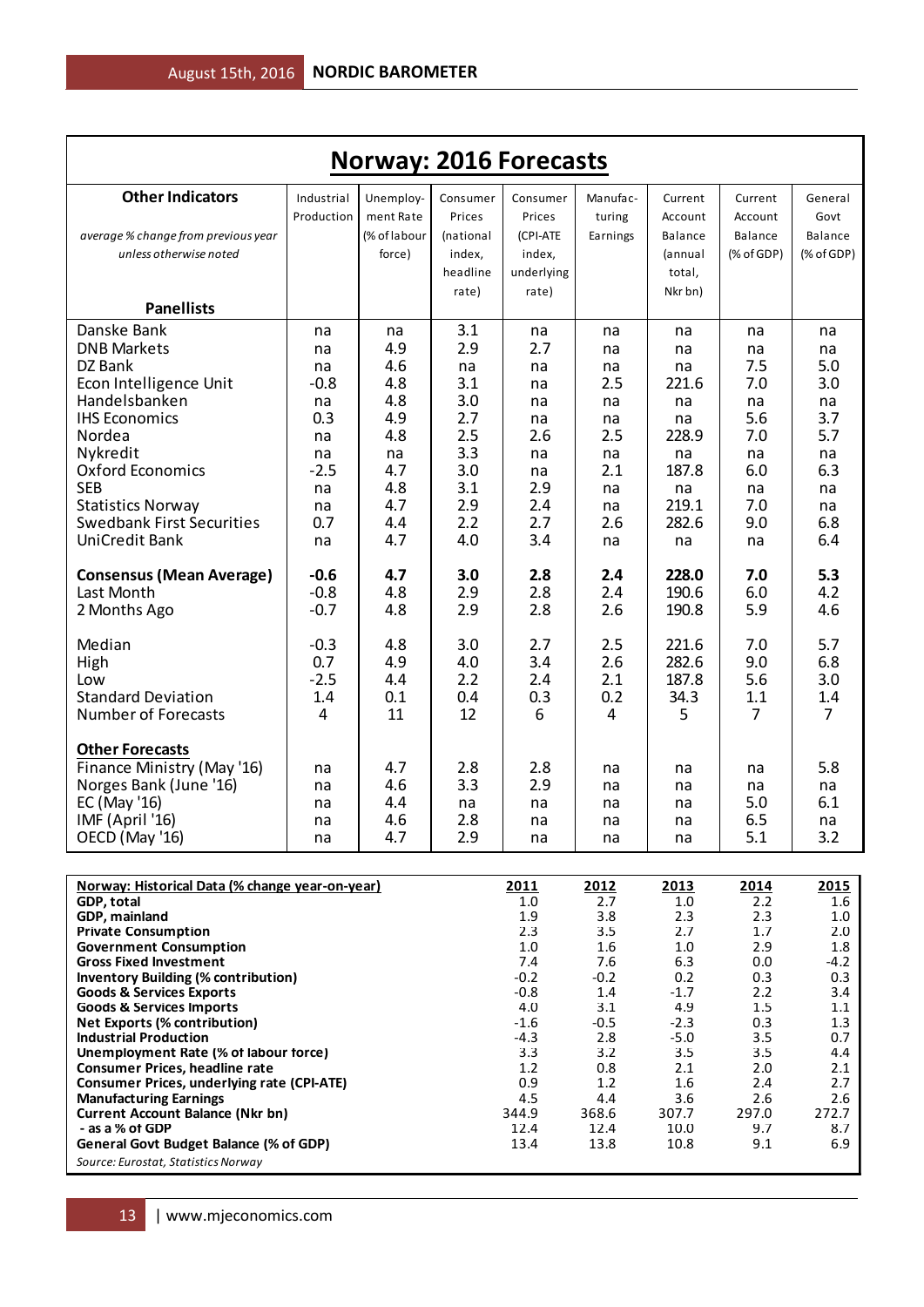# Norway: 2016 Forecasts

| Other Indicators<br>*average % change from previous year unless otherwise noted*<br>Panellists | Industrial Production | Unemployment Rate (% of labour force) | Consumer Prices (national index, headline rate) | Consumer Prices (CPI-ATE index, underlying rate) | Manufacturing Earnings | Current Account Balance (annual total, Nkr bn) | Current Account Balance (% of GDP) | General Govt Balance (% of GDP) |
|---|---|---|---|---|---|---|---|---|
| Danske Bank | na | na | 3.1 | na | na | na | na | na |
| DNB Markets | na | 4.9 | 2.9 | 2.7 | na | na | na | na |
| DZ Bank | na | 4.6 | na | na | na | na | 7.5 | 5.0 |
| Econ Intelligence Unit | -0.8 | 4.8 | 3.1 | na | 2.5 | 221.6 | 7.0 | 3.0 |
| Handelsbanken | na | 4.8 | 3.0 | na | na | na | na | na |
| IHS Economics | 0.3 | 4.9 | 2.7 | na | na | na | 5.6 | 3.7 |
| Nordea | na | 4.8 | 2.5 | 2.6 | 2.5 | 228.9 | 7.0 | 5.7 |
| Nykredit | na | na | 3.3 | na | na | na | na | na |
| Oxford Economics | -2.5 | 4.7 | 3.0 | na | 2.1 | 187.8 | 6.0 | 6.3 |
| SEB | na | 4.8 | 3.1 | 2.9 | na | na | na | na |
| Statistics Norway | na | 4.7 | 2.9 | 2.4 | na | 219.1 | 7.0 | na |
| Swedbank First Securities | 0.7 | 4.4 | 2.2 | 2.7 | 2.6 | 282.6 | 9.0 | 6.8 |
| UniCredit Bank | na | 4.7 | 4.0 | 3.4 | na | na | na | 6.4 |
| **Consensus (Mean Average)** | **-0.6** | **4.7** | **3.0** | **2.8** | **2.4** | **228.0** | **7.0** | **5.3** |
| Last Month | -0.8 | 4.8 | 2.9 | 2.8 | 2.4 | 190.6 | 6.0 | 4.2 |
| 2 Months Ago | -0.7 | 4.8 | 2.9 | 2.8 | 2.6 | 190.8 | 5.9 | 4.6 |
| Median | -0.3 | 4.8 | 3.0 | 2.7 | 2.5 | 221.6 | 7.0 | 5.7 |
| High | 0.7 | 4.9 | 4.0 | 3.4 | 2.6 | 282.6 | 9.0 | 6.8 |
| Low | -2.5 | 4.4 | 2.2 | 2.4 | 2.1 | 187.8 | 5.6 | 3.0 |
| Standard Deviation | 1.4 | 0.1 | 0.4 | 0.3 | 0.2 | 34.3 | 1.1 | 1.4 |
| Number of Forecasts | 4 | 11 | 12 | 6 | 4 | 5 | 7 | 7 |
| **Other Forecasts** | | | | | | | | |
| Finance Ministry (May '16) | na | 4.7 | 2.8 | 2.8 | na | na | na | 5.8 |
| Norges Bank (June '16) | na | 4.6 | 3.3 | 2.9 | na | na | na | na |
| EC (May '16) | na | 4.4 | na | na | na | na | 5.0 | 6.1 |
| IMF (April '16) | na | 4.6 | 2.8 | na | na | na | 6.5 | na |
| OECD (May '16) | na | 4.7 | 2.9 | na | na | na | 5.1 | 3.2 |

| Norway: Historical Data (% change year-on-year) | 2011 | 2012 | 2013 | 2014 | 2015 |
|---|---|---|---|---|---|
| **GDP, total** | 1.0 | 2.7 | 1.0 | 2.2 | 1.6 |
| **GDP, mainland** | 1.9 | 3.8 | 2.3 | 2.3 | 1.0 |
| **Private Consumption** | 2.3 | 3.5 | 2.7 | 1.7 | 2.0 |
| **Government Consumption** | 1.0 | 1.6 | 1.0 | 2.9 | 1.8 |
| **Gross Fixed Investment** | 7.4 | 7.6 | 6.3 | 0.0 | -4.2 |
| **Inventory Building (% contribution)** | -0.2 | -0.2 | 0.2 | 0.3 | 0.3 |
| **Goods & Services Exports** | -0.8 | 1.4 | -1.7 | 2.2 | 3.4 |
| **Goods & Services Imports** | 4.0 | 3.1 | 4.9 | 1.5 | 1.1 |
| **Net Exports (% contribution)** | -1.6 | -0.5 | -2.3 | 0.3 | 1.3 |
| **Industrial Production** | -4.3 | 2.8 | -5.0 | 3.5 | 0.7 |
| **Unemployment Rate (% of labour force)** | 3.3 | 3.2 | 3.5 | 3.5 | 4.4 |
| **Consumer Prices, headline rate** | 1.2 | 0.8 | 2.1 | 2.0 | 2.1 |
| **Consumer Prices, underlying rate (CPI-ATE)** | 0.9 | 1.2 | 1.6 | 2.4 | 2.7 |
| **Manufacturing Earnings** | 4.5 | 4.4 | 3.6 | 2.6 | 2.6 |
| **Current Account Balance (Nkr bn)** | 344.9 | 368.6 | 307.7 | 297.0 | 272.7 |
| **- as a % of GDP** | 12.4 | 12.4 | 10.0 | 9.7 | 8.7 |
| **General Govt Budget Balance (% of GDP)** | 13.4 | 13.8 | 10.8 | 9.1 | 6.9 |

*Source: Eurostat, Statistics Norway*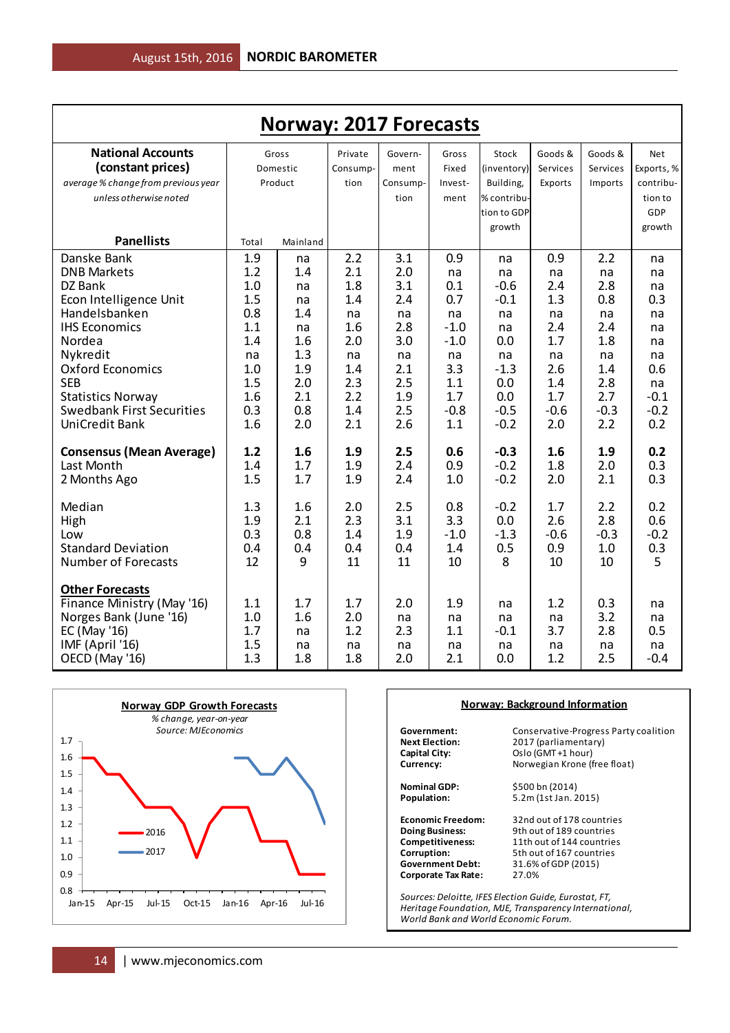# Norway: 2017 Forecasts

| National Accounts (constant prices) *average % change from previous year unless otherwise noted* Panellists | Gross Domestic Product Total | Gross Domestic Product Mainland | Private Consumption | Government Consumption | Gross Fixed Investment | Stock (inventory) Building, % contribution to GDP growth | Goods & Services Exports | Goods & Services Imports | Net Exports, % contribution to GDP growth |
|---|---|---|---|---|---|---|---|---|---|
| Danske Bank | 1.9 | na | 2.2 | 3.1 | 0.9 | na | 0.9 | 2.2 | na |
| DNB Markets | 1.2 | 1.4 | 2.1 | 2.0 | na | na | na | na | na |
| DZ Bank | 1.0 | na | 1.8 | 3.1 | 0.1 | -0.6 | 2.4 | 2.8 | na |
| Econ Intelligence Unit | 1.5 | na | 1.4 | 2.4 | 0.7 | -0.1 | 1.3 | 0.8 | 0.3 |
| Handelsbanken | 0.8 | 1.4 | na | na | na | na | na | na | na |
| IHS Economics | 1.1 | na | 1.6 | 2.8 | -1.0 | na | 2.4 | 2.4 | na |
| Nordea | 1.4 | 1.6 | 2.0 | 3.0 | -1.0 | 0.0 | 1.7 | 1.8 | na |
| Nykredit | na | 1.3 | na | na | na | na | na | na | na |
| Oxford Economics | 1.0 | 1.9 | 1.4 | 2.1 | 3.3 | -1.3 | 2.6 | 1.4 | 0.6 |
| SEB | 1.5 | 2.0 | 2.3 | 2.5 | 1.1 | 0.0 | 1.4 | 2.8 | na |
| Statistics Norway | 1.6 | 2.1 | 2.2 | 1.9 | 1.7 | 0.0 | 1.7 | 2.7 | -0.1 |
| Swedbank First Securities | 0.3 | 0.8 | 1.4 | 2.5 | -0.8 | -0.5 | -0.6 | -0.3 | -0.2 |
| UniCredit Bank | 1.6 | 2.0 | 2.1 | 2.6 | 1.1 | -0.2 | 2.0 | 2.2 | 0.2 |
| **Consensus (Mean Average)** | **1.2** | **1.6** | **1.9** | **2.5** | **0.6** | **-0.3** | **1.6** | **1.9** | **0.2** |
| Last Month | 1.4 | 1.7 | 1.9 | 2.4 | 0.9 | -0.2 | 1.8 | 2.0 | 0.3 |
| 2 Months Ago | 1.5 | 1.7 | 1.9 | 2.4 | 1.0 | -0.2 | 2.0 | 2.1 | 0.3 |
| Median | 1.3 | 1.6 | 2.0 | 2.5 | 0.8 | -0.2 | 1.7 | 2.2 | 0.2 |
| High | 1.9 | 2.1 | 2.3 | 3.1 | 3.3 | 0.0 | 2.6 | 2.8 | 0.6 |
| Low | 0.3 | 0.8 | 1.4 | 1.9 | -1.0 | -1.3 | -0.6 | -0.3 | -0.2 |
| Standard Deviation | 0.4 | 0.4 | 0.4 | 0.4 | 1.4 | 0.5 | 0.9 | 1.0 | 0.3 |
| Number of Forecasts | 12 | 9 | 11 | 11 | 10 | 8 | 10 | 10 | 5 |
| **Other Forecasts** | | | | | | | | | |
| Finance Ministry (May '16) | 1.1 | 1.7 | 1.7 | 2.0 | 1.9 | na | 1.2 | 0.3 | na |
| Norges Bank (June '16) | 1.0 | 1.6 | 2.0 | na | na | na | na | 3.2 | na |
| EC (May '16) | 1.7 | na | 1.2 | 2.3 | 1.1 | -0.1 | 3.7 | 2.8 | 0.5 |
| IMF (April '16) | 1.5 | na | na | na | na | na | na | na | na |
| OECD (May '16) | 1.3 | 1.8 | 1.8 | 2.0 | 2.1 | 0.0 | 1.2 | 2.5 | -0.4 |

**Norway GDP Growth Forecasts**

*% change, year-on-year*

*Source: MJEconomics*

**Norway: Background Information**

| | |
|---|---|
| **Government:** | Conservative-Progress Party coalition |
| **Next Election:** | 2017 (parliamentary) |
| **Capital City:** | Oslo (GMT +1 hour) |
| **Currency:** | Norwegian Krone (free float) |
| **Nominal GDP:** | $500 bn (2014) |
| **Population:** | 5.2m (1st Jan. 2015) |
| **Economic Freedom:** | 32nd out of 178 countries |
| **Doing Business:** | 9th out of 189 countries |
| **Competitiveness:** | 11th out of 144 countries |
| **Corruption:** | 5th out of 167 countries |
| **Government Debt:** | 31.6% of GDP (2015) |
| **Corporate Tax Rate:** | 27.0% |

*Sources: Deloitte, IFES Election Guide, Eurostat, FT, Heritage Foundation, MJE, Transparency International, World Bank and World Economic Forum.*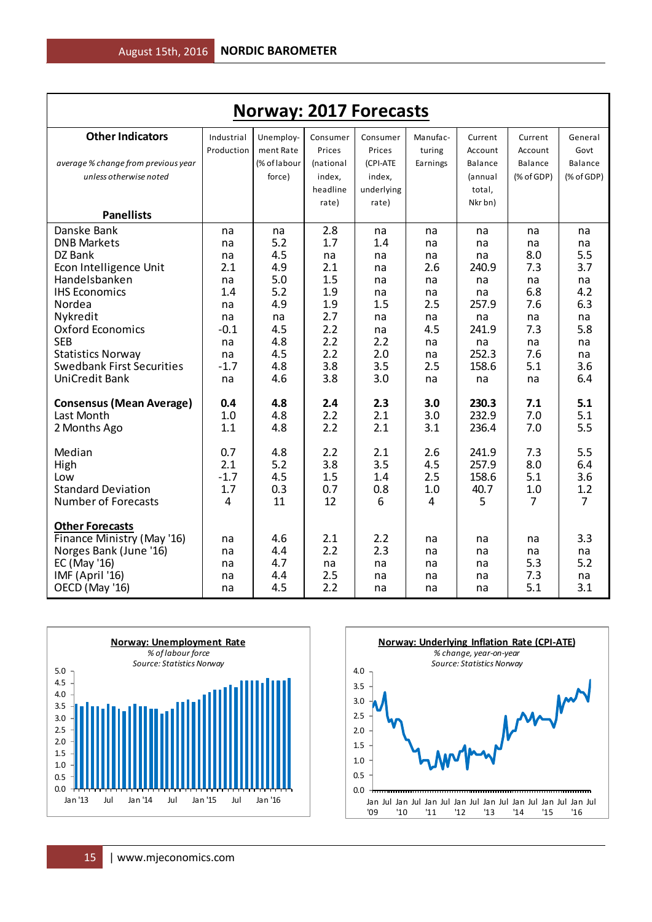# Norway: 2017 Forecasts

| Other Indicators<br>*average % change from previous year unless otherwise noted*<br>**Panellists** | Industrial Production | Unemploy-ment Rate (% of labour force) | Consumer Prices (national index, headline rate) | Consumer Prices (CPI-ATE index, underlying rate) | Manufac-turing Earnings | Current Account Balance (annual total, Nkr bn) | Current Account Balance (% of GDP) | General Govt Balance (% of GDP) |
|---|---|---|---|---|---|---|---|---|
| Danske Bank | na | na | 2.8 | na | na | na | na | na |
| DNB Markets | na | 5.2 | 1.7 | 1.4 | na | na | na | na |
| DZ Bank | na | 4.5 | na | na | na | na | 8.0 | 5.5 |
| Econ Intelligence Unit | 2.1 | 4.9 | 2.1 | na | 2.6 | 240.9 | 7.3 | 3.7 |
| Handelsbanken | na | 5.0 | 1.5 | na | na | na | na | na |
| IHS Economics | 1.4 | 5.2 | 1.9 | na | na | na | 6.8 | 4.2 |
| Nordea | na | 4.9 | 1.9 | 1.5 | 2.5 | 257.9 | 7.6 | 6.3 |
| Nykredit | na | na | 2.7 | na | na | na | na | na |
| Oxford Economics | -0.1 | 4.5 | 2.2 | na | 4.5 | 241.9 | 7.3 | 5.8 |
| SEB | na | 4.8 | 2.2 | 2.2 | na | na | na | na |
| Statistics Norway | na | 4.5 | 2.2 | 2.0 | na | 252.3 | 7.6 | na |
| Swedbank First Securities | -1.7 | 4.8 | 3.8 | 3.5 | 2.5 | 158.6 | 5.1 | 3.6 |
| UniCredit Bank | na | 4.6 | 3.8 | 3.0 | na | na | na | 6.4 |
| **Consensus (Mean Average)** | **0.4** | **4.8** | **2.4** | **2.3** | **3.0** | **230.3** | **7.1** | **5.1** |
| Last Month | 1.0 | 4.8 | 2.2 | 2.1 | 3.0 | 232.9 | 7.0 | 5.1 |
| 2 Months Ago | 1.1 | 4.8 | 2.2 | 2.1 | 3.1 | 236.4 | 7.0 | 5.5 |
| Median | 0.7 | 4.8 | 2.2 | 2.1 | 2.6 | 241.9 | 7.3 | 5.5 |
| High | 2.1 | 5.2 | 3.8 | 3.5 | 4.5 | 257.9 | 8.0 | 6.4 |
| Low | -1.7 | 4.5 | 1.5 | 1.4 | 2.5 | 158.6 | 5.1 | 3.6 |
| Standard Deviation | 1.7 | 0.3 | 0.7 | 0.8 | 1.0 | 40.7 | 1.0 | 1.2 |
| Number of Forecasts | 4 | 11 | 12 | 6 | 4 | 5 | 7 | 7 |
| **Other Forecasts** | | | | | | | | |
| Finance Ministry (May '16) | na | 4.6 | 2.1 | 2.2 | na | na | na | 3.3 |
| Norges Bank (June '16) | na | 4.4 | 2.2 | 2.3 | na | na | na | na |
| EC (May '16) | na | 4.7 | na | na | na | na | 5.3 | 5.2 |
| IMF (April '16) | na | 4.4 | 2.5 | na | na | na | 7.3 | na |
| OECD (May '16) | na | 4.5 | 2.2 | na | na | na | 5.1 | 3.1 |

**Norway: Unemployment Rate**
*% of labour force*
*Source: Statistics Norway*

**Norway: Underlying Inflation Rate (CPI-ATE)**
*% change, year-on-year*
*Source: Statistics Norway*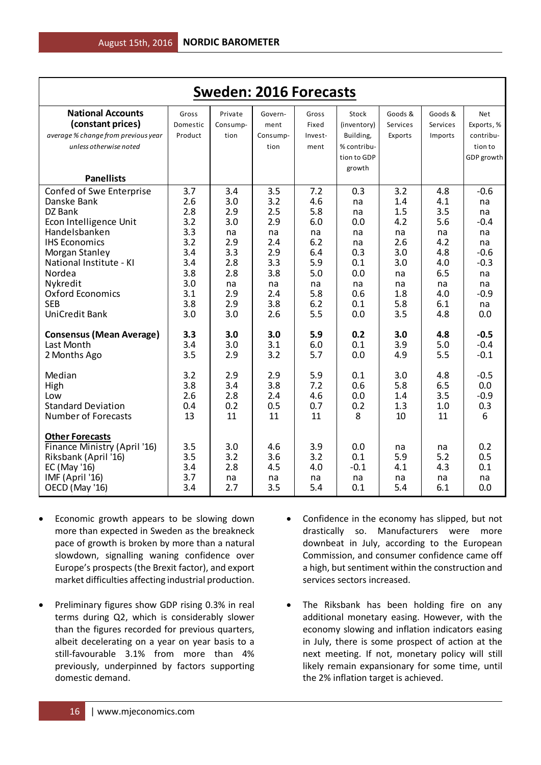## Sweden: 2016 Forecasts

| **National Accounts (constant prices)** *average % change from previous year unless otherwise noted* **Panellists** | Gross Domestic Product | Private Consumption | Government Consumption | Gross Fixed Investment | Stock (inventory) Building, % contribution to GDP growth | Goods & Services Exports | Goods & Services Imports | Net Exports, % contribution to GDP growth |
|---|---|---|---|---|---|---|---|---|
| Confed of Swe Enterprise | 3.7 | 3.4 | 3.5 | 7.2 | 0.3 | 3.2 | 4.8 | -0.6 |
| Danske Bank | 2.6 | 3.0 | 3.2 | 4.6 | na | 1.4 | 4.1 | na |
| DZ Bank | 2.8 | 2.9 | 2.5 | 5.8 | na | 1.5 | 3.5 | na |
| Econ Intelligence Unit | 3.2 | 3.0 | 2.9 | 6.0 | 0.0 | 4.2 | 5.6 | -0.4 |
| Handelsbanken | 3.3 | na | na | na | na | na | na | na |
| IHS Economics | 3.2 | 2.9 | 2.4 | 6.2 | na | 2.6 | 4.2 | na |
| Morgan Stanley | 3.4 | 3.3 | 2.9 | 6.4 | 0.3 | 3.0 | 4.8 | -0.6 |
| National Institute - KI | 3.4 | 2.8 | 3.3 | 5.9 | 0.1 | 3.0 | 4.0 | -0.3 |
| Nordea | 3.8 | 2.8 | 3.8 | 5.0 | 0.0 | na | 6.5 | na |
| Nykredit | 3.0 | na | na | na | na | na | na | na |
| Oxford Economics | 3.1 | 2.9 | 2.4 | 5.8 | 0.6 | 1.8 | 4.0 | -0.9 |
| SEB | 3.8 | 2.9 | 3.8 | 6.2 | 0.1 | 5.8 | 6.1 | na |
| UniCredit Bank | 3.0 | 3.0 | 2.6 | 5.5 | 0.0 | 3.5 | 4.8 | 0.0 |
| **Consensus (Mean Average)** | **3.3** | **3.0** | **3.0** | **5.9** | **0.2** | **3.0** | **4.8** | **-0.5** |
| Last Month | 3.4 | 3.0 | 3.1 | 6.0 | 0.1 | 3.9 | 5.0 | -0.4 |
| 2 Months Ago | 3.5 | 2.9 | 3.2 | 5.7 | 0.0 | 4.9 | 5.5 | -0.1 |
| Median | 3.2 | 2.9 | 2.9 | 5.9 | 0.1 | 3.0 | 4.8 | -0.5 |
| High | 3.8 | 3.4 | 3.8 | 7.2 | 0.6 | 5.8 | 6.5 | 0.0 |
| Low | 2.6 | 2.8 | 2.4 | 4.6 | 0.0 | 1.4 | 3.5 | -0.9 |
| Standard Deviation | 0.4 | 0.2 | 0.5 | 0.7 | 0.2 | 1.3 | 1.0 | 0.3 |
| Number of Forecasts | 13 | 11 | 11 | 11 | 8 | 10 | 11 | 6 |
| **Other Forecasts** | | | | | | | | |
| Finance Ministry (April '16) | 3.5 | 3.0 | 4.6 | 3.9 | 0.0 | na | na | 0.2 |
| Riksbank (April '16) | 3.5 | 3.2 | 3.6 | 3.2 | 0.1 | 5.9 | 5.2 | 0.5 |
| EC (May '16) | 3.4 | 2.8 | 4.5 | 4.0 | -0.1 | 4.1 | 4.3 | 0.1 |
| IMF (April '16) | 3.7 | na | na | na | na | na | na | na |
| OECD (May '16) | 3.4 | 2.7 | 3.5 | 5.4 | 0.1 | 5.4 | 6.1 | 0.0 |

- Economic growth appears to be slowing down more than expected in Sweden as the breakneck pace of growth is broken by more than a natural slowdown, signalling waning confidence over Europe's prospects (the Brexit factor), and export market difficulties affecting industrial production.

- Preliminary figures show GDP rising 0.3% in real terms during Q2, which is considerably slower than the figures recorded for previous quarters, albeit decelerating on a year on year basis to a still-favourable 3.1% from more than 4% previously, underpinned by factors supporting domestic demand.

- Confidence in the economy has slipped, but not drastically so. Manufacturers were more downbeat in July, according to the European Commission, and consumer confidence came off a high, but sentiment within the construction and services sectors increased.

- The Riksbank has been holding fire on any additional monetary easing. However, with the economy slowing and inflation indicators easing in July, there is some prospect of action at the next meeting. If not, monetary policy will still likely remain expansionary for some time, until the 2% inflation target is achieved.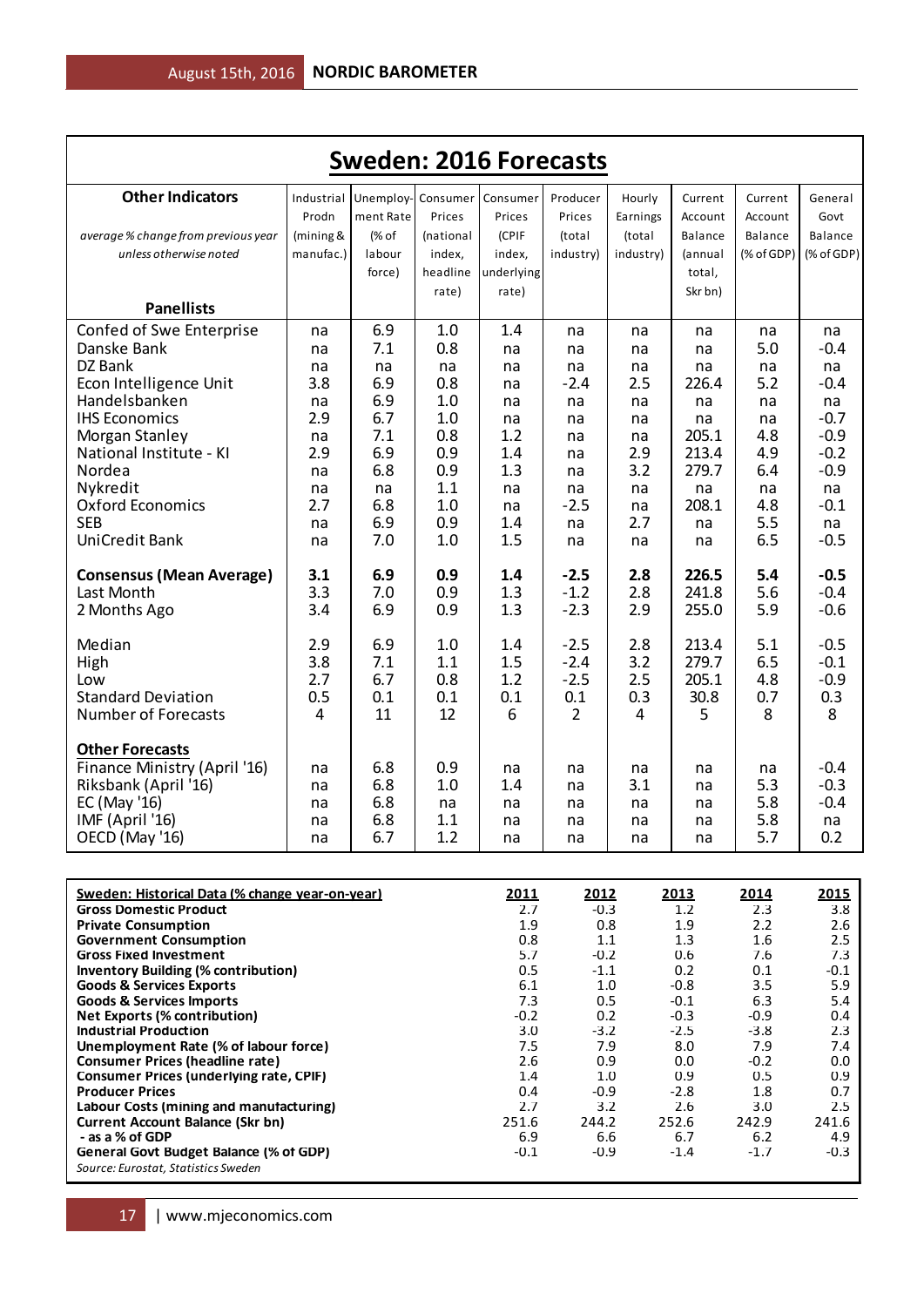# Sweden: 2016 Forecasts

| Other Indicators<br>*average % change from previous year unless otherwise noted*<br>Panellists | Industrial Prodn (mining & manufac.) | Unemployment Rate (% of labour force) | Consumer Prices (national index, headline rate) | Consumer Prices (CPIF index, underlying rate) | Producer Prices (total industry) | Hourly Earnings (total industry) | Current Account Balance (annual total, Skr bn) | Current Account Balance (% of GDP) | General Govt Balance (% of GDP) |
|---|---|---|---|---|---|---|---|---|---|
| Confed of Swe Enterprise | na | 6.9 | 1.0 | 1.4 | na | na | na | na | na |
| Danske Bank | na | 7.1 | 0.8 | na | na | na | na | 5.0 | -0.4 |
| DZ Bank | na | na | na | na | na | na | na | na | na |
| Econ Intelligence Unit | 3.8 | 6.9 | 0.8 | na | -2.4 | 2.5 | 226.4 | 5.2 | -0.4 |
| Handelsbanken | na | 6.9 | 1.0 | na | na | na | na | na | na |
| IHS Economics | 2.9 | 6.7 | 1.0 | na | na | na | na | na | -0.7 |
| Morgan Stanley | na | 7.1 | 0.8 | 1.2 | na | na | 205.1 | 4.8 | -0.9 |
| National Institute - KI | 2.9 | 6.9 | 0.9 | 1.4 | na | 2.9 | 213.4 | 4.9 | -0.2 |
| Nordea | na | 6.8 | 0.9 | 1.3 | na | 3.2 | 279.7 | 6.4 | -0.9 |
| Nykredit | na | na | 1.1 | na | na | na | na | na | na |
| Oxford Economics | 2.7 | 6.8 | 1.0 | na | -2.5 | na | 208.1 | 4.8 | -0.1 |
| SEB | na | 6.9 | 0.9 | 1.4 | na | 2.7 | na | 5.5 | na |
| UniCredit Bank | na | 7.0 | 1.0 | 1.5 | na | na | na | 6.5 | -0.5 |
| **Consensus (Mean Average)** | **3.1** | **6.9** | **0.9** | **1.4** | **-2.5** | **2.8** | **226.5** | **5.4** | **-0.5** |
| Last Month | 3.3 | 7.0 | 0.9 | 1.3 | -1.2 | 2.8 | 241.8 | 5.6 | -0.4 |
| 2 Months Ago | 3.4 | 6.9 | 0.9 | 1.3 | -2.3 | 2.9 | 255.0 | 5.9 | -0.6 |
| Median | 2.9 | 6.9 | 1.0 | 1.4 | -2.5 | 2.8 | 213.4 | 5.1 | -0.5 |
| High | 3.8 | 7.1 | 1.1 | 1.5 | -2.4 | 3.2 | 279.7 | 6.5 | -0.1 |
| Low | 2.7 | 6.7 | 0.8 | 1.2 | -2.5 | 2.5 | 205.1 | 4.8 | -0.9 |
| Standard Deviation | 0.5 | 0.1 | 0.1 | 0.1 | 0.1 | 0.3 | 30.8 | 0.7 | 0.3 |
| Number of Forecasts | 4 | 11 | 12 | 6 | 2 | 4 | 5 | 8 | 8 |
| **Other Forecasts** | | | | | | | | | |
| Finance Ministry (April '16) | na | 6.8 | 0.9 | na | na | na | na | na | -0.4 |
| Riksbank (April '16) | na | 6.8 | 1.0 | 1.4 | na | 3.1 | na | 5.3 | -0.3 |
| EC (May '16) | na | 6.8 | na | na | na | na | na | 5.8 | -0.4 |
| IMF (April '16) | na | 6.8 | 1.1 | na | na | na | na | 5.8 | na |
| OECD (May '16) | na | 6.7 | 1.2 | na | na | na | na | 5.7 | 0.2 |

| Sweden: Historical Data (% change year-on-year) | 2011 | 2012 | 2013 | 2014 | 2015 |
|---|---|---|---|---|---|
| **Gross Domestic Product** | 2.7 | -0.3 | 1.2 | 2.3 | 3.8 |
| **Private Consumption** | 1.9 | 0.8 | 1.9 | 2.2 | 2.6 |
| **Government Consumption** | 0.8 | 1.1 | 1.3 | 1.6 | 2.5 |
| **Gross Fixed Investment** | 5.7 | -0.2 | 0.6 | 7.6 | 7.3 |
| **Inventory Building (% contribution)** | 0.5 | -1.1 | 0.2 | 0.1 | -0.1 |
| **Goods & Services Exports** | 6.1 | 1.0 | -0.8 | 3.5 | 5.9 |
| **Goods & Services Imports** | 7.3 | 0.5 | -0.1 | 6.3 | 5.4 |
| **Net Exports (% contribution)** | -0.2 | 0.2 | -0.3 | -0.9 | 0.4 |
| **Industrial Production** | 3.0 | -3.2 | -2.5 | -3.8 | 2.3 |
| **Unemployment Rate (% of labour force)** | 7.5 | 7.9 | 8.0 | 7.9 | 7.4 |
| **Consumer Prices (headline rate)** | 2.6 | 0.9 | 0.0 | -0.2 | 0.0 |
| **Consumer Prices (underlying rate, CPIF)** | 1.4 | 1.0 | 0.9 | 0.5 | 0.9 |
| **Producer Prices** | 0.4 | -0.9 | -2.8 | 1.8 | 0.7 |
| **Labour Costs (mining and manufacturing)** | 2.7 | 3.2 | 2.6 | 3.0 | 2.5 |
| **Current Account Balance (Skr bn)** | 251.6 | 244.2 | 252.6 | 242.9 | 241.6 |
| **- as a % of GDP** | 6.9 | 6.6 | 6.7 | 6.2 | 4.9 |
| **General Govt Budget Balance (% of GDP)** | -0.1 | -0.9 | -1.4 | -1.7 | -0.3 |

*Source: Eurostat, Statistics Sweden*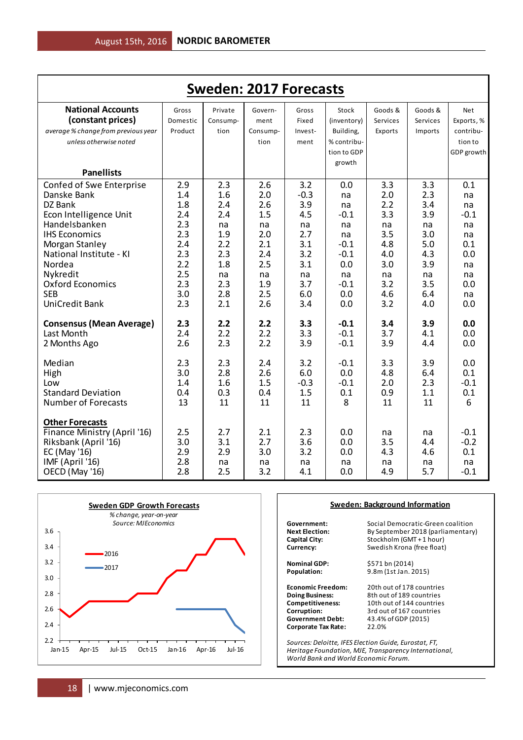# Sweden: 2017 Forecasts

| National Accounts (constant prices) *average % change from previous year unless otherwise noted* Panellists | Gross Domestic Product | Private Consumption | Government Consumption | Gross Fixed Investment | Stock (inventory) Building, % contribution to GDP growth | Goods & Services Exports | Goods & Services Imports | Net Exports, % contribution to GDP growth |
|---|---|---|---|---|---|---|---|---|
| Confed of Swe Enterprise | 2.9 | 2.3 | 2.6 | 3.2 | 0.0 | 3.3 | 3.3 | 0.1 |
| Danske Bank | 1.4 | 1.6 | 2.0 | -0.3 | na | 2.0 | 2.3 | na |
| DZ Bank | 1.8 | 2.4 | 2.6 | 3.9 | na | 2.2 | 3.4 | na |
| Econ Intelligence Unit | 2.4 | 2.4 | 1.5 | 4.5 | -0.1 | 3.3 | 3.9 | -0.1 |
| Handelsbanken | 2.3 | na | na | na | na | na | na | na |
| IHS Economics | 2.3 | 1.9 | 2.0 | 2.7 | na | 3.5 | 3.0 | na |
| Morgan Stanley | 2.4 | 2.2 | 2.1 | 3.1 | -0.1 | 4.8 | 5.0 | 0.1 |
| National Institute - KI | 2.3 | 2.3 | 2.4 | 3.2 | -0.1 | 4.0 | 4.3 | 0.0 |
| Nordea | 2.2 | 1.8 | 2.5 | 3.1 | 0.0 | 3.0 | 3.9 | na |
| Nykredit | 2.5 | na | na | na | na | na | na | na |
| Oxford Economics | 2.3 | 2.3 | 1.9 | 3.7 | -0.1 | 3.2 | 3.5 | 0.0 |
| SEB | 3.0 | 2.8 | 2.5 | 6.0 | 0.0 | 4.6 | 6.4 | na |
| UniCredit Bank | 2.3 | 2.1 | 2.6 | 3.4 | 0.0 | 3.2 | 4.0 | 0.0 |
| **Consensus (Mean Average)** | **2.3** | **2.2** | **2.2** | **3.3** | **-0.1** | **3.4** | **3.9** | **0.0** |
| Last Month | 2.4 | 2.2 | 2.2 | 3.3 | -0.1 | 3.7 | 4.1 | 0.0 |
| 2 Months Ago | 2.6 | 2.3 | 2.2 | 3.9 | -0.1 | 3.9 | 4.4 | 0.0 |
| Median | 2.3 | 2.3 | 2.4 | 3.2 | -0.1 | 3.3 | 3.9 | 0.0 |
| High | 3.0 | 2.8 | 2.6 | 6.0 | 0.0 | 4.8 | 6.4 | 0.1 |
| Low | 1.4 | 1.6 | 1.5 | -0.3 | -0.1 | 2.0 | 2.3 | -0.1 |
| Standard Deviation | 0.4 | 0.3 | 0.4 | 1.5 | 0.1 | 0.9 | 1.1 | 0.1 |
| Number of Forecasts | 13 | 11 | 11 | 11 | 8 | 11 | 11 | 6 |
| **Other Forecasts** | | | | | | | | |
| Finance Ministry (April '16) | 2.5 | 2.7 | 2.1 | 2.3 | 0.0 | na | na | -0.1 |
| Riksbank (April '16) | 3.0 | 3.1 | 2.7 | 3.6 | 0.0 | 3.5 | 4.4 | -0.2 |
| EC (May '16) | 2.9 | 2.9 | 3.0 | 3.2 | 0.0 | 4.3 | 4.6 | 0.1 |
| IMF (April '16) | 2.8 | na | na | na | na | na | na | na |
| OECD (May '16) | 2.8 | 2.5 | 3.2 | 4.1 | 0.0 | 4.9 | 5.7 | -0.1 |

**Sweden GDP Growth Forecasts**

*% change, year-on-year*
*Source: MJEconomics*

| Month | 2016 | 2017 |
|---|---|---|
| Jan-15 | 2.6 | |
| Feb-15 | 2.5 | |
| Mar-15 | 2.6 | |
| Apr-15 | 2.7 | |
| May-15 | 2.7 | |
| Jun-15 | 2.7 | |
| Jul-15 | 2.7 | |
| Aug-15 | 2.8 | |
| Sep-15 | 2.8 | |
| Oct-15 | 2.8 | |
| Nov-15 | 3.0 | |
| Dec-15 | 3.1 | |
| Jan-16 | 3.1 | 2.6 |
| Feb-16 | 3.3 | 2.6 |
| Mar-16 | 3.3 | 2.6 |
| Apr-16 | 3.5 | 2.6 |
| May-16 | 3.5 | 2.6 |
| Jun-16 | 3.5 | 2.6 |
| Jul-16 | 3.5 | 2.4 |
| Aug-16 | 3.3 | 2.3 |

**Sweden: Background Information**

| | |
|---|---|
| **Government:** | Social Democratic-Green coalition |
| **Next Election:** | By September 2018 (parliamentary) |
| **Capital City:** | Stockholm (GMT + 1 hour) |
| **Currency:** | Swedish Krona (free float) |
| **Nominal GDP:** | $571 bn (2014) |
| **Population:** | 9.8m (1st Jan. 2015) |
| **Economic Freedom:** | 20th out of 178 countries |
| **Doing Business:** | 8th out of 189 countries |
| **Competitiveness:** | 10th out of 144 countries |
| **Corruption:** | 3rd out of 167 countries |
| **Government Debt:** | 43.4% of GDP (2015) |
| **Corporate Tax Rate:** | 22.0% |

*Sources: Deloitte, IFES Election Guide, Eurostat, FT, Heritage Foundation, MJE, Transparency International, World Bank and World Economic Forum.*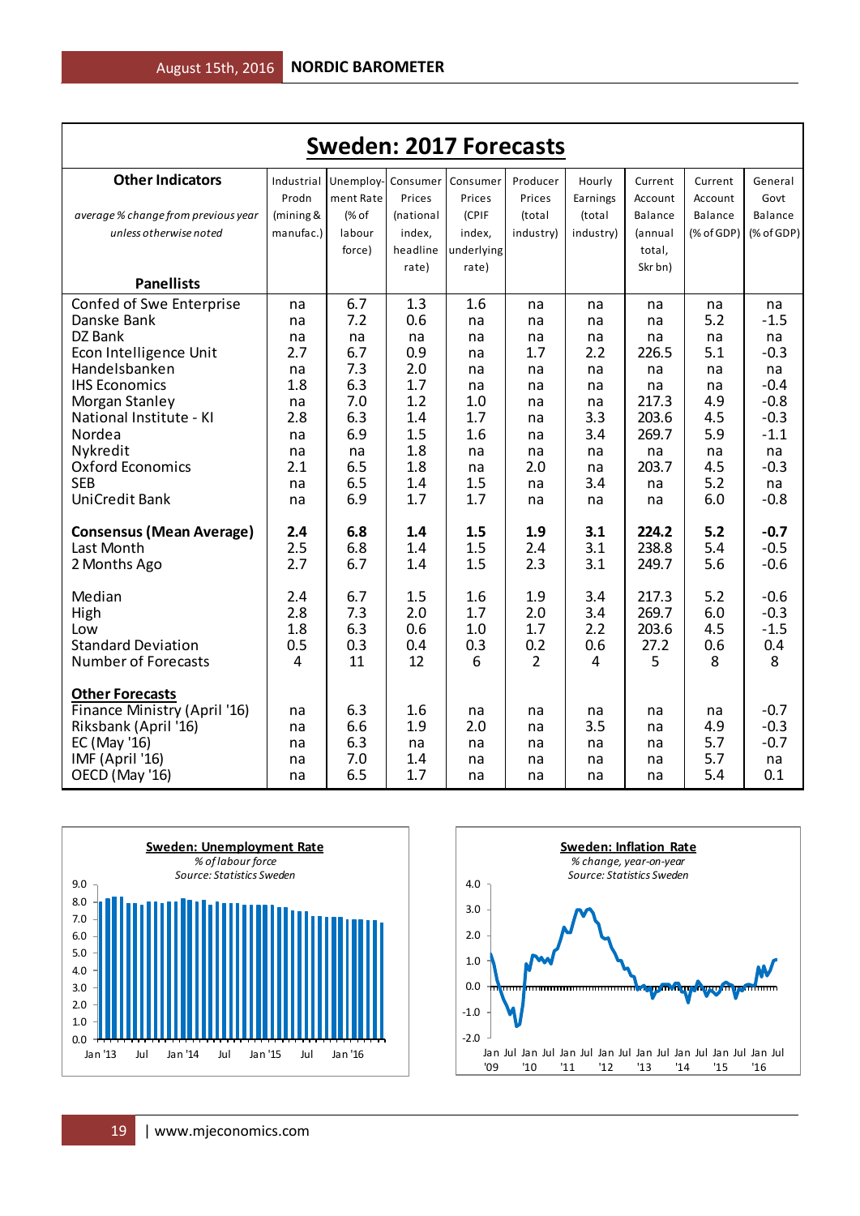# Sweden: 2017 Forecasts

| Other Indicators<br>*average % change from previous year unless otherwise noted*<br>Panellists | Industrial Prodn (mining & manufac.) | Unemployment Rate (% of labour force) | Consumer Prices (national index, headline rate) | Consumer Prices (CPIF index, underlying rate) | Producer Prices (total industry) | Hourly Earnings (total industry) | Current Account Balance (annual total, Skr bn) | Current Account Balance (% of GDP) | General Govt Balance (% of GDP) |
|---|---|---|---|---|---|---|---|---|---|
| Confed of Swe Enterprise | na | 6.7 | 1.3 | 1.6 | na | na | na | na | na |
| Danske Bank | na | 7.2 | 0.6 | na | na | na | na | 5.2 | -1.5 |
| DZ Bank | na | na | na | na | na | na | na | na | na |
| Econ Intelligence Unit | 2.7 | 6.7 | 0.9 | na | 1.7 | 2.2 | 226.5 | 5.1 | -0.3 |
| Handelsbanken | na | 7.3 | 2.0 | na | na | na | na | na | na |
| IHS Economics | 1.8 | 6.3 | 1.7 | na | na | na | na | na | -0.4 |
| Morgan Stanley | na | 7.0 | 1.2 | 1.0 | na | na | 217.3 | 4.9 | -0.8 |
| National Institute - KI | 2.8 | 6.3 | 1.4 | 1.7 | na | 3.3 | 203.6 | 4.5 | -0.3 |
| Nordea | na | 6.9 | 1.5 | 1.6 | na | 3.4 | 269.7 | 5.9 | -1.1 |
| Nykredit | na | na | 1.8 | na | na | na | na | na | na |
| Oxford Economics | 2.1 | 6.5 | 1.8 | na | 2.0 | na | 203.7 | 4.5 | -0.3 |
| SEB | na | 6.5 | 1.4 | 1.5 | na | 3.4 | na | 5.2 | na |
| UniCredit Bank | na | 6.9 | 1.7 | 1.7 | na | na | na | 6.0 | -0.8 |
| **Consensus (Mean Average)** | **2.4** | **6.8** | **1.4** | **1.5** | **1.9** | **3.1** | **224.2** | **5.2** | **-0.7** |
| Last Month | 2.5 | 6.8 | 1.4 | 1.5 | 2.4 | 3.1 | 238.8 | 5.4 | -0.5 |
| 2 Months Ago | 2.7 | 6.7 | 1.4 | 1.5 | 2.3 | 3.1 | 249.7 | 5.6 | -0.6 |
| Median | 2.4 | 6.7 | 1.5 | 1.6 | 1.9 | 3.4 | 217.3 | 5.2 | -0.6 |
| High | 2.8 | 7.3 | 2.0 | 1.7 | 2.0 | 3.4 | 269.7 | 6.0 | -0.3 |
| Low | 1.8 | 6.3 | 0.6 | 1.0 | 1.7 | 2.2 | 203.6 | 4.5 | -1.5 |
| Standard Deviation | 0.5 | 0.3 | 0.4 | 0.3 | 0.2 | 0.6 | 27.2 | 0.6 | 0.4 |
| Number of Forecasts | 4 | 11 | 12 | 6 | 2 | 4 | 5 | 8 | 8 |
| **Other Forecasts** | | | | | | | | | |
| Finance Ministry (April '16) | na | 6.3 | 1.6 | na | na | na | na | na | -0.7 |
| Riksbank (April '16) | na | 6.6 | 1.9 | 2.0 | na | 3.5 | na | 4.9 | -0.3 |
| EC (May '16) | na | 6.3 | na | na | na | na | na | 5.7 | -0.7 |
| IMF (April '16) | na | 7.0 | 1.4 | na | na | na | na | 5.7 | na |
| OECD (May '16) | na | 6.5 | 1.7 | na | na | na | na | 5.4 | 0.1 |

**Sweden: Unemployment Rate**
*% of labour force*
*Source: Statistics Sweden*

**Sweden: Inflation Rate**
*% change, year-on-year*
*Source: Statistics Sweden*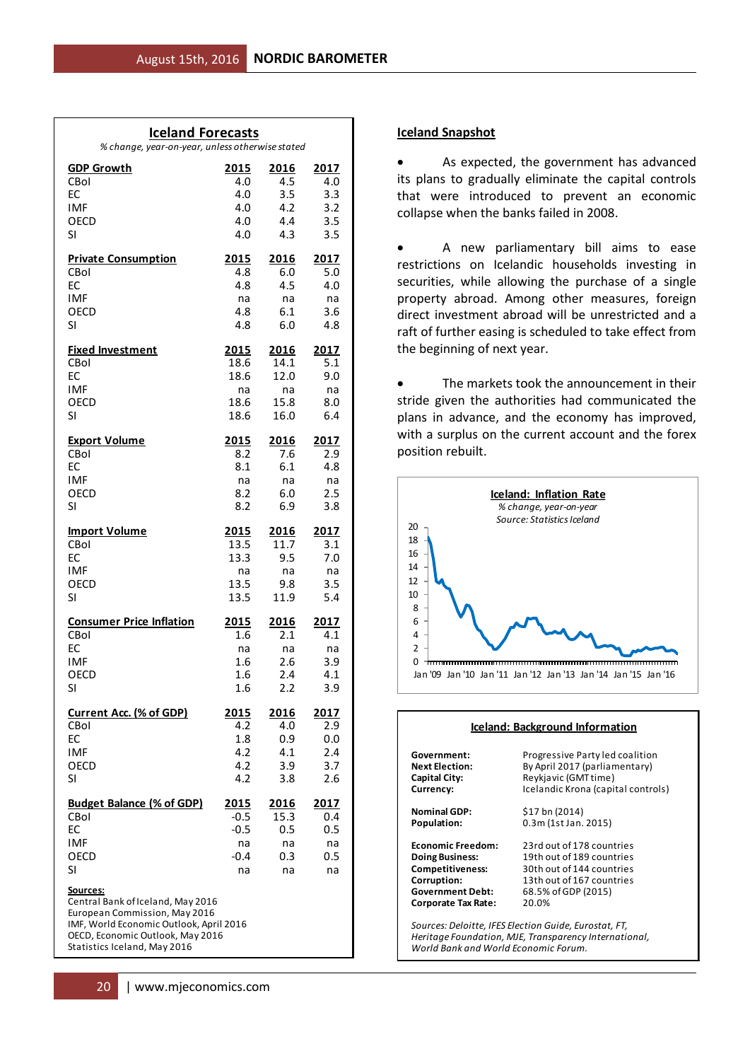## Iceland Forecasts

*% change, year-on-year, unless otherwise stated*

| GDP Growth | 2015 | 2016 | 2017 |
|---|---|---|---|
| CBoI | 4.0 | 4.5 | 4.0 |
| EC | 4.0 | 3.5 | 3.3 |
| IMF | 4.0 | 4.2 | 3.2 |
| OECD | 4.0 | 4.4 | 3.5 |
| SI | 4.0 | 4.3 | 3.5 |

| Private Consumption | 2015 | 2016 | 2017 |
|---|---|---|---|
| CBoI | 4.8 | 6.0 | 5.0 |
| EC | 4.8 | 4.5 | 4.0 |
| IMF | na | na | na |
| OECD | 4.8 | 6.1 | 3.6 |
| SI | 4.8 | 6.0 | 4.8 |

| Fixed Investment | 2015 | 2016 | 2017 |
|---|---|---|---|
| CBoI | 18.6 | 14.1 | 5.1 |
| EC | 18.6 | 12.0 | 9.0 |
| IMF | na | na | na |
| OECD | 18.6 | 15.8 | 8.0 |
| SI | 18.6 | 16.0 | 6.4 |

| Export Volume | 2015 | 2016 | 2017 |
|---|---|---|---|
| CBoI | 8.2 | 7.6 | 2.9 |
| EC | 8.1 | 6.1 | 4.8 |
| IMF | na | na | na |
| OECD | 8.2 | 6.0 | 2.5 |
| SI | 8.2 | 6.9 | 3.8 |

| Import Volume | 2015 | 2016 | 2017 |
|---|---|---|---|
| CBoI | 13.5 | 11.7 | 3.1 |
| EC | 13.3 | 9.5 | 7.0 |
| IMF | na | na | na |
| OECD | 13.5 | 9.8 | 3.5 |
| SI | 13.5 | 11.9 | 5.4 |

| Consumer Price Inflation | 2015 | 2016 | 2017 |
|---|---|---|---|
| CBoI | 1.6 | 2.1 | 4.1 |
| EC | na | na | na |
| IMF | 1.6 | 2.6 | 3.9 |
| OECD | 1.6 | 2.4 | 4.1 |
| SI | 1.6 | 2.2 | 3.9 |

| Current Acc. (% of GDP) | 2015 | 2016 | 2017 |
|---|---|---|---|
| CBoI | 4.2 | 4.0 | 2.9 |
| EC | 1.8 | 0.9 | 0.0 |
| IMF | 4.2 | 4.1 | 2.4 |
| OECD | 4.2 | 3.9 | 3.7 |
| SI | 4.2 | 3.8 | 2.6 |

| Budget Balance (% of GDP) | 2015 | 2016 | 2017 |
|---|---|---|---|
| CBoI | -0.5 | 15.3 | 0.4 |
| EC | -0.5 | 0.5 | 0.5 |
| IMF | na | na | na |
| OECD | -0.4 | 0.3 | 0.5 |
| SI | na | na | na |

**Sources:**
Central Bank of Iceland, May 2016
European Commission, May 2016
IMF, World Economic Outlook, April 2016
OECD, Economic Outlook, May 2016
Statistics Iceland, May 2016

## Iceland Snapshot

- As expected, the government has advanced its plans to gradually eliminate the capital controls that were introduced to prevent an economic collapse when the banks failed in 2008.

- A new parliamentary bill aims to ease restrictions on Icelandic households investing in securities, while allowing the purchase of a single property abroad. Among other measures, foreign direct investment abroad will be unrestricted and a raft of further easing is scheduled to take effect from the beginning of next year.

- The markets took the announcement in their stride given the authorities had communicated the plans in advance, and the economy has improved, with a surplus on the current account and the forex position rebuilt.

**Iceland: Inflation Rate**
*% change, year-on-year*
*Source: Statistics Iceland*

## Iceland: Background Information

| | |
|---|---|
| **Government:** | Progressive Party led coalition |
| **Next Election:** | By April 2017 (parliamentary) |
| **Capital City:** | Reykjavic (GMT time) |
| **Currency:** | Icelandic Krona (capital controls) |
| **Nominal GDP:** | $17 bn (2014) |
| **Population:** | 0.3m (1st Jan. 2015) |
| **Economic Freedom:** | 23rd out of 178 countries |
| **Doing Business:** | 19th out of 189 countries |
| **Competitiveness:** | 30th out of 144 countries |
| **Corruption:** | 13th out of 167 countries |
| **Government Debt:** | 68.5% of GDP (2015) |
| **Corporate Tax Rate:** | 20.0% |

*Sources: Deloitte, IFES Election Guide, Eurostat, FT, Heritage Foundation, MJE, Transparency International, World Bank and World Economic Forum.*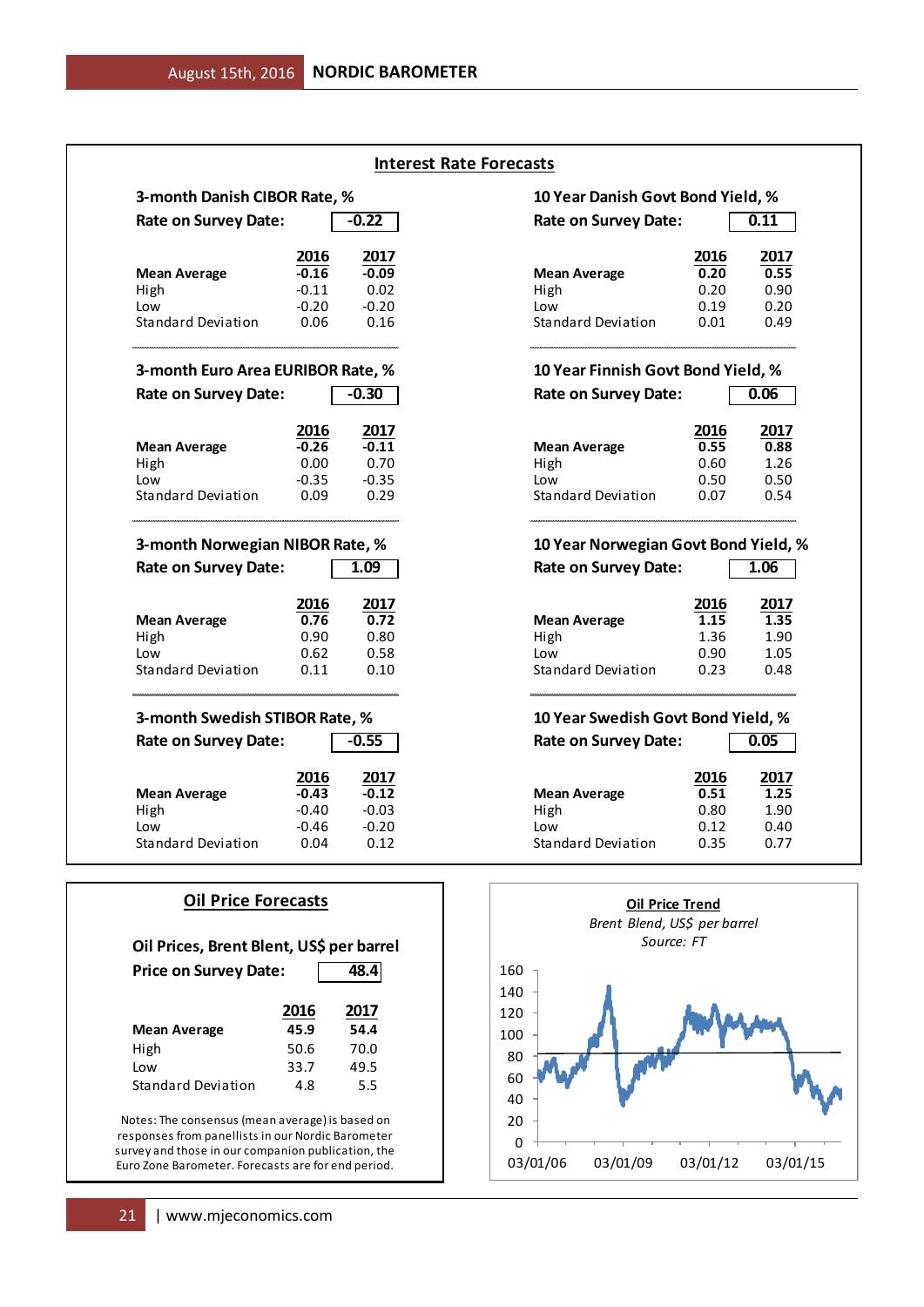## Interest Rate Forecasts

### 3-month Danish CIBOR Rate, %

**Rate on Survey Date:** -0.22

| | 2016 | 2017 |
|---|---|---|
| **Mean Average** | **-0.16** | **-0.09** |
| High | -0.11 | 0.02 |
| Low | -0.20 | -0.20 |
| Standard Deviation | 0.06 | 0.16 |

### 10 Year Danish Govt Bond Yield, %

**Rate on Survey Date:** 0.11

| | 2016 | 2017 |
|---|---|---|
| **Mean Average** | **0.20** | **0.55** |
| High | 0.20 | 0.90 |
| Low | 0.19 | 0.20 |
| Standard Deviation | 0.01 | 0.49 |

### 3-month Euro Area EURIBOR Rate, %

**Rate on Survey Date:** -0.30

| | 2016 | 2017 |
|---|---|---|
| **Mean Average** | **-0.26** | **-0.11** |
| High | 0.00 | 0.70 |
| Low | -0.35 | -0.35 |
| Standard Deviation | 0.09 | 0.29 |

### 10 Year Finnish Govt Bond Yield, %

**Rate on Survey Date:** 0.06

| | 2016 | 2017 |
|---|---|---|
| **Mean Average** | **0.55** | **0.88** |
| High | 0.60 | 1.26 |
| Low | 0.50 | 0.50 |
| Standard Deviation | 0.07 | 0.54 |

### 3-month Norwegian NIBOR Rate, %

**Rate on Survey Date:** 1.09

| | 2016 | 2017 |
|---|---|---|
| **Mean Average** | **0.76** | **0.72** |
| High | 0.90 | 0.80 |
| Low | 0.62 | 0.58 |
| Standard Deviation | 0.11 | 0.10 |

### 10 Year Norwegian Govt Bond Yield, %

**Rate on Survey Date:** 1.06

| | 2016 | 2017 |
|---|---|---|
| **Mean Average** | **1.15** | **1.35** |
| High | 1.36 | 1.90 |
| Low | 0.90 | 1.05 |
| Standard Deviation | 0.23 | 0.48 |

### 3-month Swedish STIBOR Rate, %

**Rate on Survey Date:** -0.55

| | 2016 | 2017 |
|---|---|---|
| **Mean Average** | **-0.43** | **-0.12** |
| High | -0.40 | -0.03 |
| Low | -0.46 | -0.20 |
| Standard Deviation | 0.04 | 0.12 |

### 10 Year Swedish Govt Bond Yield, %

**Rate on Survey Date:** 0.05

| | 2016 | 2017 |
|---|---|---|
| **Mean Average** | **0.51** | **1.25** |
| High | 0.80 | 1.90 |
| Low | 0.12 | 0.40 |
| Standard Deviation | 0.35 | 0.77 |

## Oil Price Forecasts

### Oil Prices, Brent Blent, US$ per barrel

**Price on Survey Date:** 48.4

| | 2016 | 2017 |
|---|---|---|
| **Mean Average** | **45.9** | **54.4** |
| High | 50.6 | 70.0 |
| Low | 33.7 | 49.5 |
| Standard Deviation | 4.8 | 5.5 |

Notes: The consensus (mean average) is based on responses from panellists in our Nordic Barometer survey and those in our companion publication, the Euro Zone Barometer. Forecasts are for end period.

**Oil Price Trend**

*Brent Blend, US$ per barrel*

*Source: FT*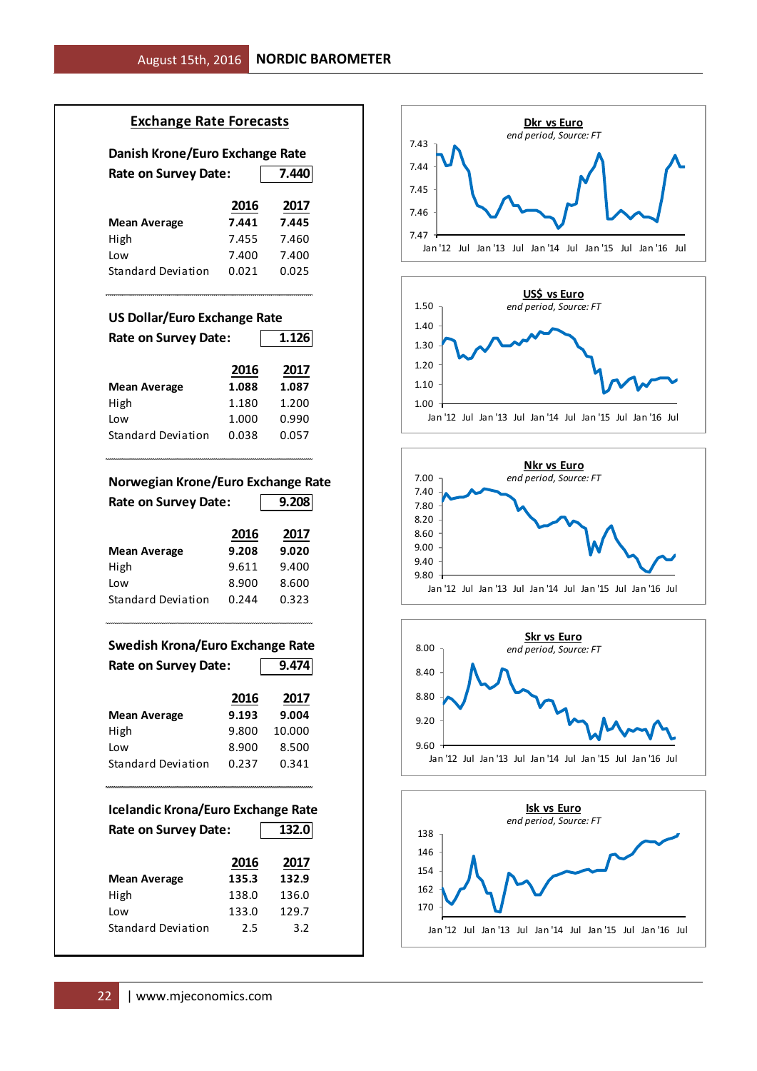## Exchange Rate Forecasts

### Danish Krone/Euro Exchange Rate

**Rate on Survey Date: 7.440**

| | 2016 | 2017 |
|---|---|---|
| **Mean Average** | **7.441** | **7.445** |
| High | 7.455 | 7.460 |
| Low | 7.400 | 7.400 |
| Standard Deviation | 0.021 | 0.025 |

### US Dollar/Euro Exchange Rate

**Rate on Survey Date: 1.126**

| | 2016 | 2017 |
|---|---|---|
| **Mean Average** | **1.088** | **1.087** |
| High | 1.180 | 1.200 |
| Low | 1.000 | 0.990 |
| Standard Deviation | 0.038 | 0.057 |

### Norwegian Krone/Euro Exchange Rate

**Rate on Survey Date: 9.208**

| | 2016 | 2017 |
|---|---|---|
| **Mean Average** | **9.208** | **9.020** |
| High | 9.611 | 9.400 |
| Low | 8.900 | 8.600 |
| Standard Deviation | 0.244 | 0.323 |

### Swedish Krona/Euro Exchange Rate

**Rate on Survey Date: 9.474**

| | 2016 | 2017 |
|---|---|---|
| **Mean Average** | **9.193** | **9.004** |
| High | 9.800 | 10.000 |
| Low | 8.900 | 8.500 |
| Standard Deviation | 0.237 | 0.341 |

### Icelandic Krona/Euro Exchange Rate

**Rate on Survey Date: 132.0**

| | 2016 | 2017 |
|---|---|---|
| **Mean Average** | **135.3** | **132.9** |
| High | 138.0 | 136.0 |
| Low | 133.0 | 129.7 |
| Standard Deviation | 2.5 | 3.2 |

**Dkr vs Euro**

*end period, Source: FT*

**US$ vs Euro**

*end period, Source: FT*

**Nkr vs Euro**

*end period, Source: FT*

**Skr vs Euro**

*end period, Source: FT*

**Isk vs Euro**

*end period, Source: FT*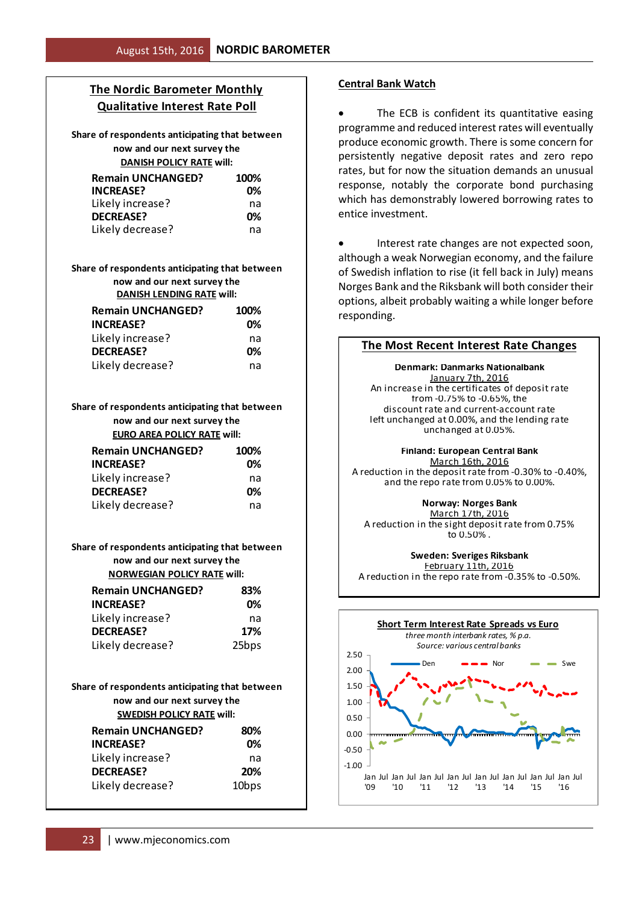## The Nordic Barometer Monthly Qualitative Interest Rate Poll

Share of respondents anticipating that between now and our next survey the **DANISH POLICY RATE** will:

| | |
|---|---|
| **Remain UNCHANGED?** | **100%** |
| **INCREASE?** | **0%** |
| Likely increase? | na |
| **DECREASE?** | **0%** |
| Likely decrease? | na |

Share of respondents anticipating that between now and our next survey the **DANISH LENDING RATE** will:

| | |
|---|---|
| **Remain UNCHANGED?** | **100%** |
| **INCREASE?** | **0%** |
| Likely increase? | na |
| **DECREASE?** | **0%** |
| Likely decrease? | na |

Share of respondents anticipating that between now and our next survey the **EURO AREA POLICY RATE** will:

| | |
|---|---|
| **Remain UNCHANGED?** | **100%** |
| **INCREASE?** | **0%** |
| Likely increase? | na |
| **DECREASE?** | **0%** |
| Likely decrease? | na |

Share of respondents anticipating that between now and our next survey the **NORWEGIAN POLICY RATE** will:

| | |
|---|---|
| **Remain UNCHANGED?** | **83%** |
| **INCREASE?** | **0%** |
| Likely increase? | na |
| **DECREASE?** | **17%** |
| Likely decrease? | 25bps |

Share of respondents anticipating that between now and our next survey the **SWEDISH POLICY RATE** will:

| | |
|---|---|
| **Remain UNCHANGED?** | **80%** |
| **INCREASE?** | **0%** |
| Likely increase? | na |
| **DECREASE?** | **20%** |
| Likely decrease? | 10bps |

## Central Bank Watch

- The ECB is confident its quantitative easing programme and reduced interest rates will eventually produce economic growth. There is some concern for persistently negative deposit rates and zero repo rates, but for now the situation demands an unusual response, notably the corporate bond purchasing which has demonstrably lowered borrowing rates to entice investment.

- Interest rate changes are not expected soon, although a weak Norwegian economy, and the failure of Swedish inflation to rise (it fell back in July) means Norges Bank and the Riksbank will both consider their options, albeit probably waiting a while longer before responding.

## The Most Recent Interest Rate Changes

**Denmark: Danmarks Nationalbank**
January 7th, 2016
An increase in the certificates of deposit rate from -0.75% to -0.65%, the discount rate and current-account rate left unchanged at 0.00%, and the lending rate unchanged at 0.05%.

**Finland: European Central Bank**
March 16th, 2016
A reduction in the deposit rate from -0.30% to -0.40%, and the repo rate from 0.05% to 0.00%.

**Norway: Norges Bank**
March 17th, 2016
A reduction in the sight deposit rate from 0.75% to 0.50% .

**Sweden: Sveriges Riksbank**
February 11th, 2016
A reduction in the repo rate from -0.35% to -0.50%.

**Short Term Interest Rate Spreads vs Euro**
*three month interbank rates, % p.a.*
*Source: various central banks*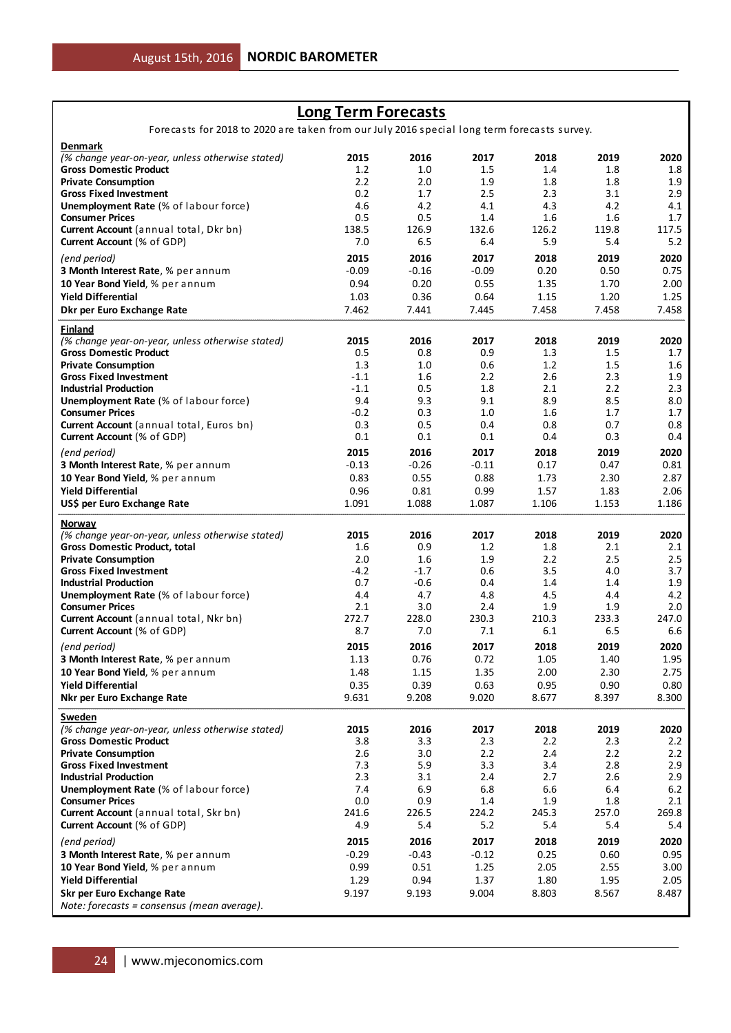## Long Term Forecasts

Forecasts for 2018 to 2020 are taken from our July 2016 special long term forecasts survey.

| **Denmark** | | | | | | |
|---|---|---|---|---|---|---|
| *(% change year-on-year, unless otherwise stated)* | **2015** | **2016** | **2017** | **2018** | **2019** | **2020** |
| **Gross Domestic Product** | 1.2 | 1.0 | 1.5 | 1.4 | 1.8 | 1.8 |
| **Private Consumption** | 2.2 | 2.0 | 1.9 | 1.8 | 1.8 | 1.9 |
| **Gross Fixed Investment** | 0.2 | 1.7 | 2.5 | 2.3 | 3.1 | 2.9 |
| **Unemployment Rate** (% of labour force) | 4.6 | 4.2 | 4.1 | 4.3 | 4.2 | 4.1 |
| **Consumer Prices** | 0.5 | 0.5 | 1.4 | 1.6 | 1.6 | 1.7 |
| **Current Account** (annual total, Dkr bn) | 138.5 | 126.9 | 132.6 | 126.2 | 119.8 | 117.5 |
| **Current Account** (% of GDP) | 7.0 | 6.5 | 6.4 | 5.9 | 5.4 | 5.2 |
| *(end period)* | **2015** | **2016** | **2017** | **2018** | **2019** | **2020** |
| **3 Month Interest Rate**, % per annum | -0.09 | -0.16 | -0.09 | 0.20 | 0.50 | 0.75 |
| **10 Year Bond Yield**, % per annum | 0.94 | 0.20 | 0.55 | 1.35 | 1.70 | 2.00 |
| **Yield Differential** | 1.03 | 0.36 | 0.64 | 1.15 | 1.20 | 1.25 |
| **Dkr per Euro Exchange Rate** | 7.462 | 7.441 | 7.445 | 7.458 | 7.458 | 7.458 |

| **Finland** | | | | | | |
|---|---|---|---|---|---|---|
| *(% change year-on-year, unless otherwise stated)* | **2015** | **2016** | **2017** | **2018** | **2019** | **2020** |
| **Gross Domestic Product** | 0.5 | 0.8 | 0.9 | 1.3 | 1.5 | 1.7 |
| **Private Consumption** | 1.3 | 1.0 | 0.6 | 1.2 | 1.5 | 1.6 |
| **Gross Fixed Investment** | -1.1 | 1.6 | 2.2 | 2.6 | 2.3 | 1.9 |
| **Industrial Production** | -1.1 | 0.5 | 1.8 | 2.1 | 2.2 | 2.3 |
| **Unemployment Rate** (% of labour force) | 9.4 | 9.3 | 9.1 | 8.9 | 8.5 | 8.0 |
| **Consumer Prices** | -0.2 | 0.3 | 1.0 | 1.6 | 1.7 | 1.7 |
| **Current Account** (annual total, Euros bn) | 0.3 | 0.5 | 0.4 | 0.8 | 0.7 | 0.8 |
| **Current Account** (% of GDP) | 0.1 | 0.1 | 0.1 | 0.4 | 0.3 | 0.4 |
| *(end period)* | **2015** | **2016** | **2017** | **2018** | **2019** | **2020** |
| **3 Month Interest Rate**, % per annum | -0.13 | -0.26 | -0.11 | 0.17 | 0.47 | 0.81 |
| **10 Year Bond Yield**, % per annum | 0.83 | 0.55 | 0.88 | 1.73 | 2.30 | 2.87 |
| **Yield Differential** | 0.96 | 0.81 | 0.99 | 1.57 | 1.83 | 2.06 |
| **US$ per Euro Exchange Rate** | 1.091 | 1.088 | 1.087 | 1.106 | 1.153 | 1.186 |

| **Norway** | | | | | | |
|---|---|---|---|---|---|---|
| *(% change year-on-year, unless otherwise stated)* | **2015** | **2016** | **2017** | **2018** | **2019** | **2020** |
| **Gross Domestic Product, total** | 1.6 | 0.9 | 1.2 | 1.8 | 2.1 | 2.1 |
| **Private Consumption** | 2.0 | 1.6 | 1.9 | 2.2 | 2.5 | 2.5 |
| **Gross Fixed Investment** | -4.2 | -1.7 | 0.6 | 3.5 | 4.0 | 3.7 |
| **Industrial Production** | 0.7 | -0.6 | 0.4 | 1.4 | 1.4 | 1.9 |
| **Unemployment Rate** (% of labour force) | 4.4 | 4.7 | 4.8 | 4.5 | 4.4 | 4.2 |
| **Consumer Prices** | 2.1 | 3.0 | 2.4 | 1.9 | 1.9 | 2.0 |
| **Current Account** (annual total, Nkr bn) | 272.7 | 228.0 | 230.3 | 210.3 | 233.3 | 247.0 |
| **Current Account** (% of GDP) | 8.7 | 7.0 | 7.1 | 6.1 | 6.5 | 6.6 |
| *(end period)* | **2015** | **2016** | **2017** | **2018** | **2019** | **2020** |
| **3 Month Interest Rate**, % per annum | 1.13 | 0.76 | 0.72 | 1.05 | 1.40 | 1.95 |
| **10 Year Bond Yield**, % per annum | 1.48 | 1.15 | 1.35 | 2.00 | 2.30 | 2.75 |
| **Yield Differential** | 0.35 | 0.39 | 0.63 | 0.95 | 0.90 | 0.80 |
| **Nkr per Euro Exchange Rate** | 9.631 | 9.208 | 9.020 | 8.677 | 8.397 | 8.300 |

| **Sweden** | | | | | | |
|---|---|---|---|---|---|---|
| *(% change year-on-year, unless otherwise stated)* | **2015** | **2016** | **2017** | **2018** | **2019** | **2020** |
| **Gross Domestic Product** | 3.8 | 3.3 | 2.3 | 2.2 | 2.3 | 2.2 |
| **Private Consumption** | 2.6 | 3.0 | 2.2 | 2.4 | 2.2 | 2.2 |
| **Gross Fixed Investment** | 7.3 | 5.9 | 3.3 | 3.4 | 2.8 | 2.9 |
| **Industrial Production** | 2.3 | 3.1 | 2.4 | 2.7 | 2.6 | 2.9 |
| **Unemployment Rate** (% of labour force) | 7.4 | 6.9 | 6.8 | 6.6 | 6.4 | 6.2 |
| **Consumer Prices** | 0.0 | 0.9 | 1.4 | 1.9 | 1.8 | 2.1 |
| **Current Account** (annual total, Skr bn) | 241.6 | 226.5 | 224.2 | 245.3 | 257.0 | 269.8 |
| **Current Account** (% of GDP) | 4.9 | 5.4 | 5.2 | 5.4 | 5.4 | 5.4 |
| *(end period)* | **2015** | **2016** | **2017** | **2018** | **2019** | **2020** |
| **3 Month Interest Rate**, % per annum | -0.29 | -0.43 | -0.12 | 0.25 | 0.60 | 0.95 |
| **10 Year Bond Yield**, % per annum | 0.99 | 0.51 | 1.25 | 2.05 | 2.55 | 3.00 |
| **Yield Differential** | 1.29 | 0.94 | 1.37 | 1.80 | 1.95 | 2.05 |
| **Skr per Euro Exchange Rate** | 9.197 | 9.193 | 9.004 | 8.803 | 8.567 | 8.487 |

*Note: forecasts = consensus (mean average).*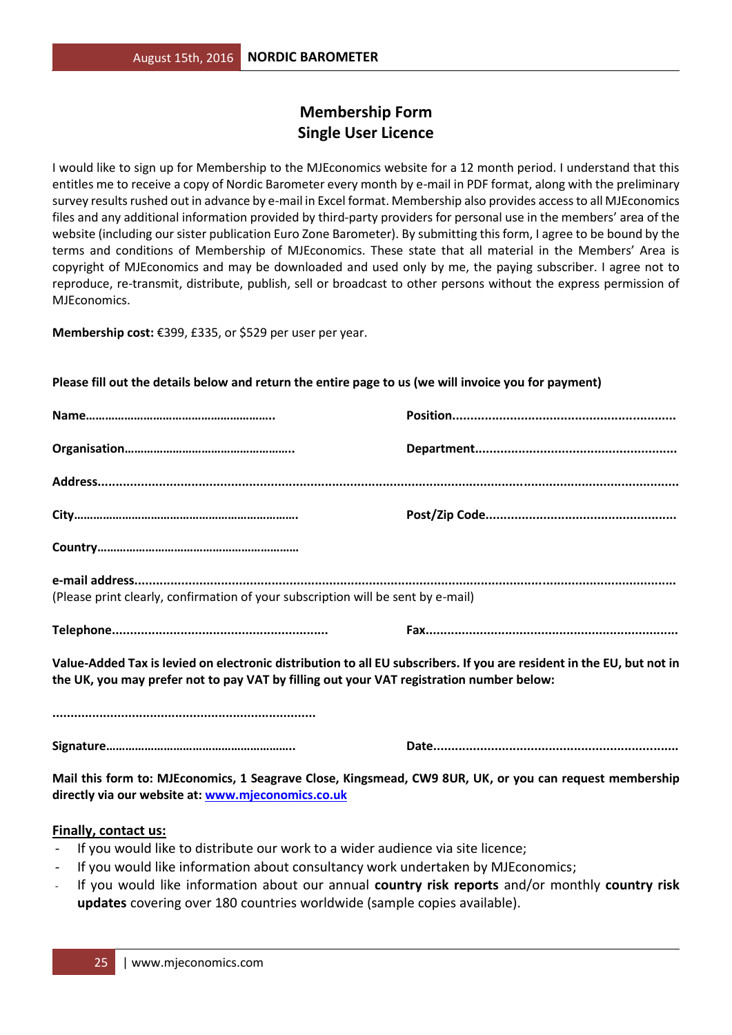## Membership Form
## Single User Licence

I would like to sign up for Membership to the MJEconomics website for a 12 month period. I understand that this entitles me to receive a copy of Nordic Barometer every month by e-mail in PDF format, along with the preliminary survey results rushed out in advance by e-mail in Excel format. Membership also provides access to all MJEconomics files and any additional information provided by third-party providers for personal use in the members' area of the website (including our sister publication Euro Zone Barometer). By submitting this form, I agree to be bound by the terms and conditions of Membership of MJEconomics. These state that all material in the Members' Area is copyright of MJEconomics and may be downloaded and used only by me, the paying subscriber. I agree not to reproduce, re-transmit, distribute, publish, sell or broadcast to other persons without the express permission of MJEconomics.

**Membership cost:** €399, £335, or $529 per user per year.

**Please fill out the details below and return the entire page to us (we will invoice you for payment)**

**Name………………………………………………….** **Position.............................................................**

**Organisation…………………………………………….** **Department.......................................................**

**Address.................................................................................................................................................**

**City…………………………………………………………….** **Post/Zip Code....................................................**

**Country……………………………………………………**

**e-mail address.......................................................................................................................................**
(Please print clearly, confirmation of your subscription will be sent by e-mail)

**Telephone..........................................................** **Fax....................................................................**

**Value-Added Tax is levied on electronic distribution to all EU subscribers. If you are resident in the EU, but not in the UK, you may prefer not to pay VAT by filling out your VAT registration number below:**

**........................................................................**

**Signature………………………………………………….** **Date..................................................................**

**Mail this form to: MJEconomics, 1 Seagrave Close, Kingsmead, CW9 8UR, UK, or you can request membership directly via our website at: [www.mjeconomics.co.uk](www.mjeconomics.co.uk)**

**Finally, contact us:**

- If you would like to distribute our work to a wider audience via site licence;
- If you would like information about consultancy work undertaken by MJEconomics;
- If you would like information about our annual **country risk reports** and/or monthly **country risk updates** covering over 180 countries worldwide (sample copies available).